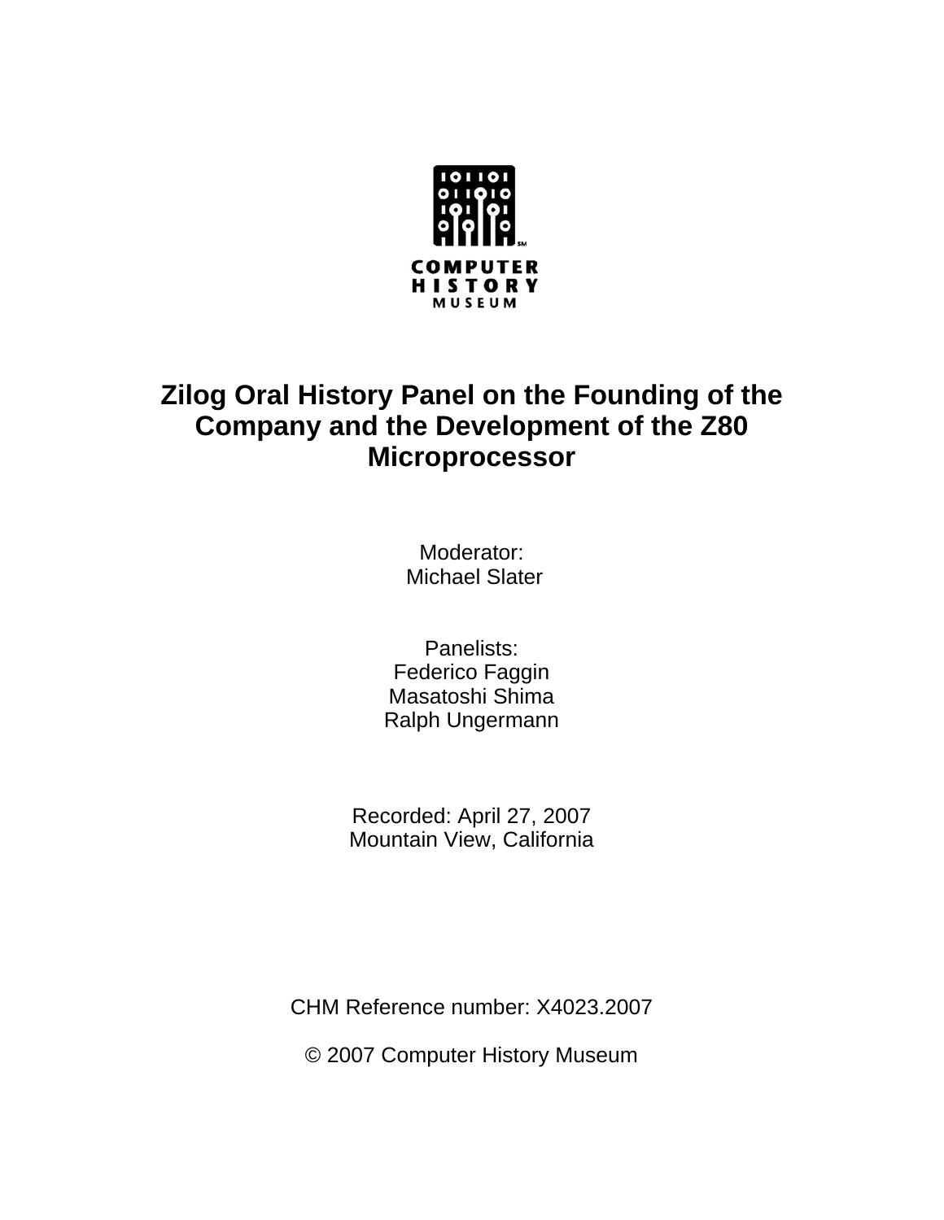COMPUTER HISTORY MUSEUM

# Zilog Oral History Panel on the Founding of the Company and the Development of the Z80 Microprocessor

Moderator:
Michael Slater

Panelists:
Federico Faggin
Masatoshi Shima
Ralph Ungermann

Recorded: April 27, 2007
Mountain View, California

CHM Reference number: X4023.2007

© 2007 Computer History Museum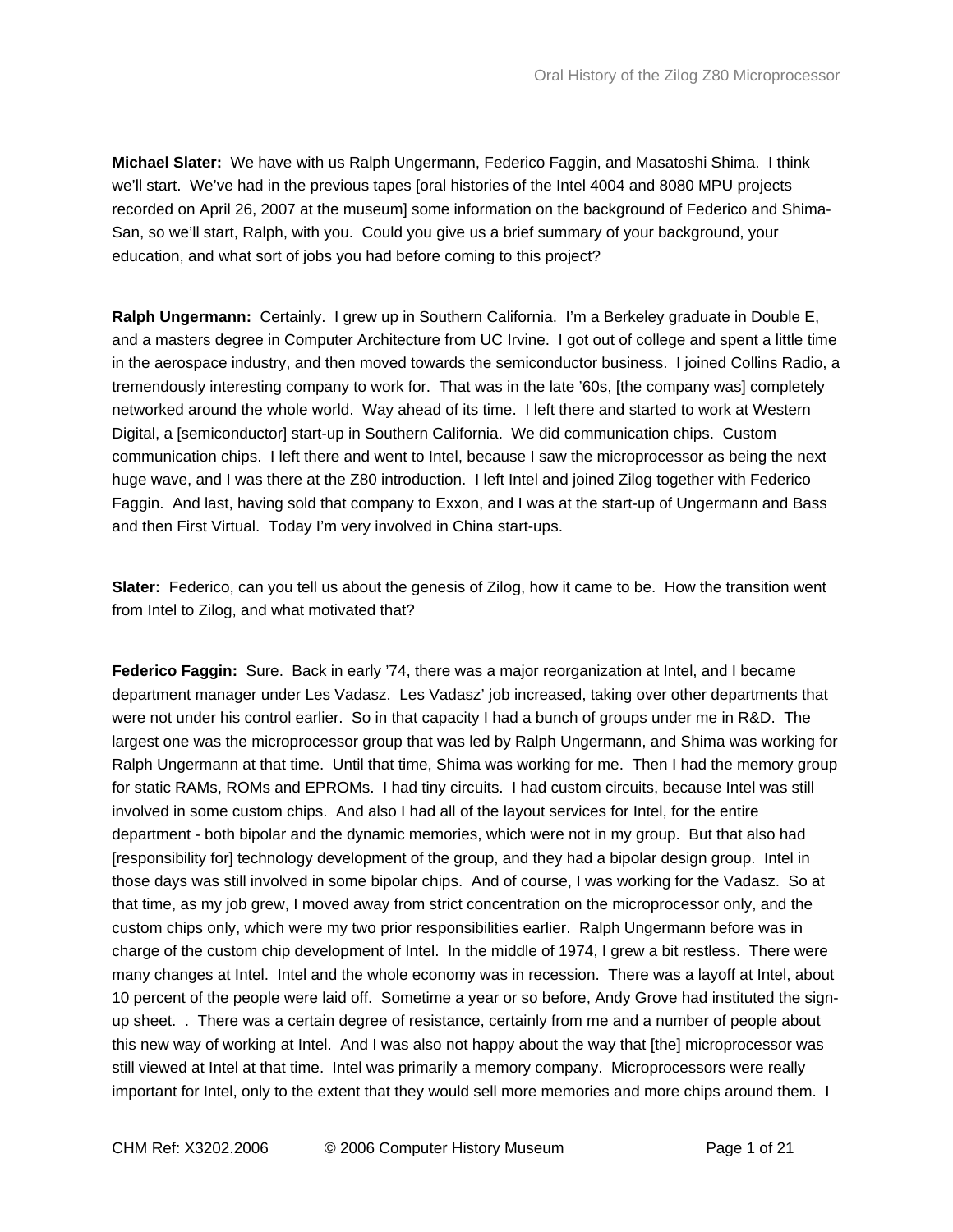**Michael Slater:** We have with us Ralph Ungermann, Federico Faggin, and Masatoshi Shima. I think we'll start. We've had in the previous tapes [oral histories of the Intel 4004 and 8080 MPU projects recorded on April 26, 2007 at the museum] some information on the background of Federico and Shima-San, so we'll start, Ralph, with you. Could you give us a brief summary of your background, your education, and what sort of jobs you had before coming to this project?

**Ralph Ungermann:** Certainly. I grew up in Southern California. I'm a Berkeley graduate in Double E, and a masters degree in Computer Architecture from UC Irvine. I got out of college and spent a little time in the aerospace industry, and then moved towards the semiconductor business. I joined Collins Radio, a tremendously interesting company to work for. That was in the late '60s, [the company was] completely networked around the whole world. Way ahead of its time. I left there and started to work at Western Digital, a [semiconductor] start-up in Southern California. We did communication chips. Custom communication chips. I left there and went to Intel, because I saw the microprocessor as being the next huge wave, and I was there at the Z80 introduction. I left Intel and joined Zilog together with Federico Faggin. And last, having sold that company to Exxon, and I was at the start-up of Ungermann and Bass and then First Virtual. Today I'm very involved in China start-ups.

**Slater:** Federico, can you tell us about the genesis of Zilog, how it came to be. How the transition went from Intel to Zilog, and what motivated that?

**Federico Faggin:** Sure. Back in early '74, there was a major reorganization at Intel, and I became department manager under Les Vadasz. Les Vadasz' job increased, taking over other departments that were not under his control earlier. So in that capacity I had a bunch of groups under me in R&D. The largest one was the microprocessor group that was led by Ralph Ungermann, and Shima was working for Ralph Ungermann at that time. Until that time, Shima was working for me. Then I had the memory group for static RAMs, ROMs and EPROMs. I had tiny circuits. I had custom circuits, because Intel was still involved in some custom chips. And also I had all of the layout services for Intel, for the entire department - both bipolar and the dynamic memories, which were not in my group. But that also had [responsibility for] technology development of the group, and they had a bipolar design group. Intel in those days was still involved in some bipolar chips. And of course, I was working for the Vadasz. So at that time, as my job grew, I moved away from strict concentration on the microprocessor only, and the custom chips only, which were my two prior responsibilities earlier. Ralph Ungermann before was in charge of the custom chip development of Intel. In the middle of 1974, I grew a bit restless. There were many changes at Intel. Intel and the whole economy was in recession. There was a layoff at Intel, about 10 percent of the people were laid off. Sometime a year or so before, Andy Grove had instituted the sign-up sheet. . There was a certain degree of resistance, certainly from me and a number of people about this new way of working at Intel. And I was also not happy about the way that [the] microprocessor was still viewed at Intel at that time. Intel was primarily a memory company. Microprocessors were really important for Intel, only to the extent that they would sell more memories and more chips around them. I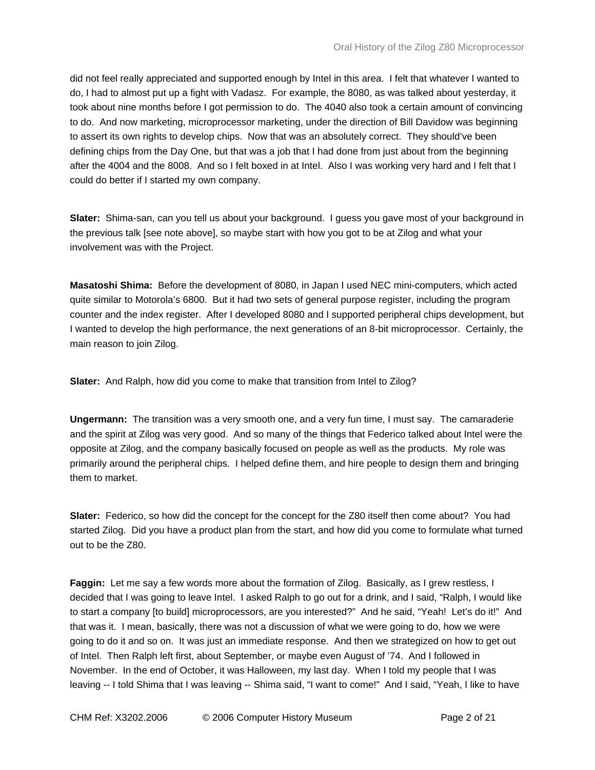did not feel really appreciated and supported enough by Intel in this area. I felt that whatever I wanted to do, I had to almost put up a fight with Vadasz. For example, the 8080, as was talked about yesterday, it took about nine months before I got permission to do. The 4040 also took a certain amount of convincing to do. And now marketing, microprocessor marketing, under the direction of Bill Davidow was beginning to assert its own rights to develop chips. Now that was an absolutely correct. They should've been defining chips from the Day One, but that was a job that I had done from just about from the beginning after the 4004 and the 8008. And so I felt boxed in at Intel. Also I was working very hard and I felt that I could do better if I started my own company.

**Slater:** Shima-san, can you tell us about your background. I guess you gave most of your background in the previous talk [see note above], so maybe start with how you got to be at Zilog and what your involvement was with the Project.

**Masatoshi Shima:** Before the development of 8080, in Japan I used NEC mini-computers, which acted quite similar to Motorola's 6800. But it had two sets of general purpose register, including the program counter and the index register. After I developed 8080 and I supported peripheral chips development, but I wanted to develop the high performance, the next generations of an 8-bit microprocessor. Certainly, the main reason to join Zilog.

**Slater:** And Ralph, how did you come to make that transition from Intel to Zilog?

**Ungermann:** The transition was a very smooth one, and a very fun time, I must say. The camaraderie and the spirit at Zilog was very good. And so many of the things that Federico talked about Intel were the opposite at Zilog, and the company basically focused on people as well as the products. My role was primarily around the peripheral chips. I helped define them, and hire people to design them and bringing them to market.

**Slater:** Federico, so how did the concept for the concept for the Z80 itself then come about? You had started Zilog. Did you have a product plan from the start, and how did you come to formulate what turned out to be the Z80.

**Faggin:** Let me say a few words more about the formation of Zilog. Basically, as I grew restless, I decided that I was going to leave Intel. I asked Ralph to go out for a drink, and I said, "Ralph, I would like to start a company [to build] microprocessors, are you interested?" And he said, "Yeah! Let's do it!" And that was it. I mean, basically, there was not a discussion of what we were going to do, how we were going to do it and so on. It was just an immediate response. And then we strategized on how to get out of Intel. Then Ralph left first, about September, or maybe even August of '74. And I followed in November. In the end of October, it was Halloween, my last day. When I told my people that I was leaving -- I told Shima that I was leaving -- Shima said, "I want to come!" And I said, "Yeah, I like to have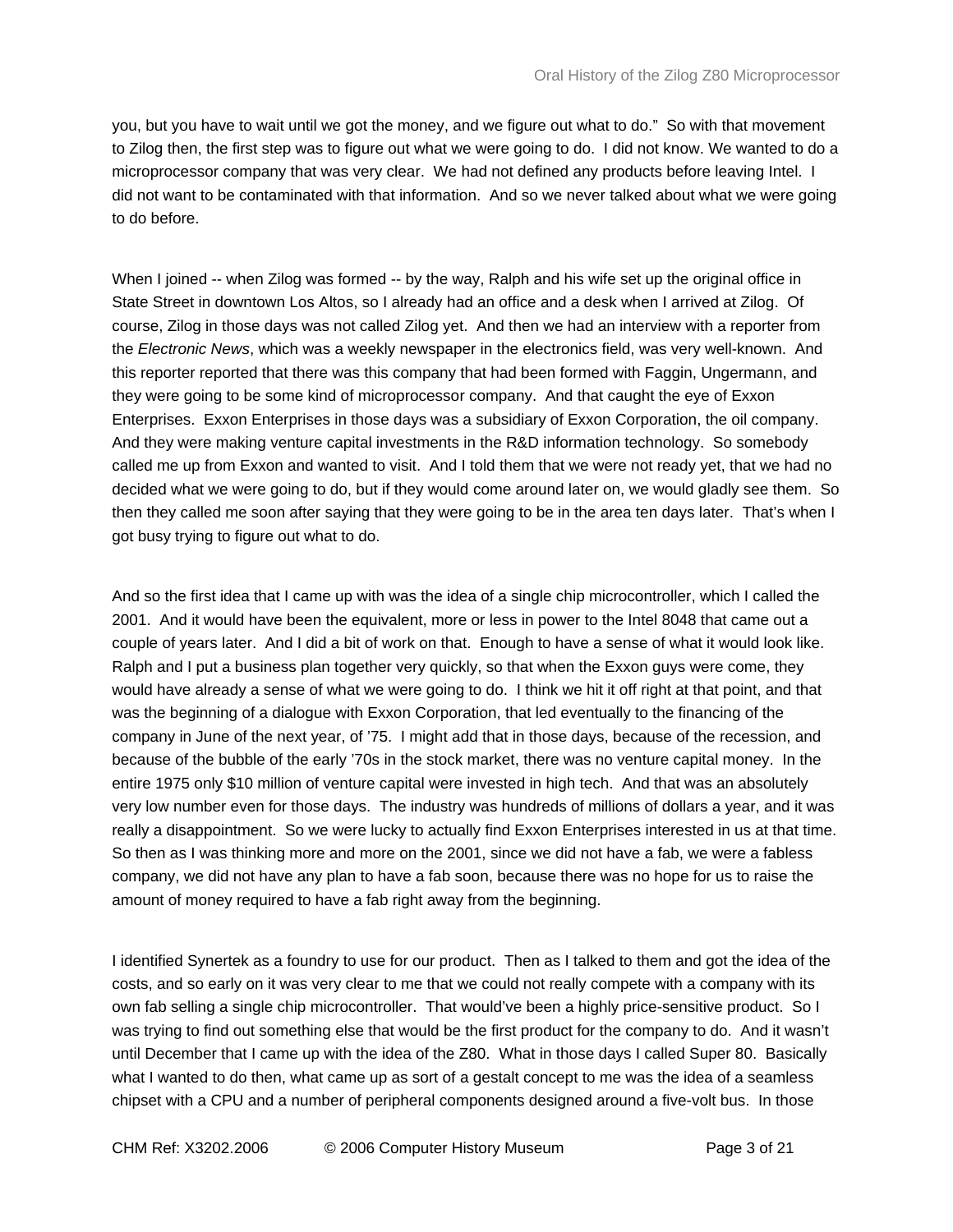you, but you have to wait until we got the money, and we figure out what to do." So with that movement to Zilog then, the first step was to figure out what we were going to do. I did not know. We wanted to do a microprocessor company that was very clear. We had not defined any products before leaving Intel. I did not want to be contaminated with that information. And so we never talked about what we were going to do before.

When I joined -- when Zilog was formed -- by the way, Ralph and his wife set up the original office in State Street in downtown Los Altos, so I already had an office and a desk when I arrived at Zilog. Of course, Zilog in those days was not called Zilog yet. And then we had an interview with a reporter from the *Electronic News*, which was a weekly newspaper in the electronics field, was very well-known. And this reporter reported that there was this company that had been formed with Faggin, Ungermann, and they were going to be some kind of microprocessor company. And that caught the eye of Exxon Enterprises. Exxon Enterprises in those days was a subsidiary of Exxon Corporation, the oil company. And they were making venture capital investments in the R&D information technology. So somebody called me up from Exxon and wanted to visit. And I told them that we were not ready yet, that we had no decided what we were going to do, but if they would come around later on, we would gladly see them. So then they called me soon after saying that they were going to be in the area ten days later. That's when I got busy trying to figure out what to do.

And so the first idea that I came up with was the idea of a single chip microcontroller, which I called the 2001. And it would have been the equivalent, more or less in power to the Intel 8048 that came out a couple of years later. And I did a bit of work on that. Enough to have a sense of what it would look like. Ralph and I put a business plan together very quickly, so that when the Exxon guys were come, they would have already a sense of what we were going to do. I think we hit it off right at that point, and that was the beginning of a dialogue with Exxon Corporation, that led eventually to the financing of the company in June of the next year, of '75. I might add that in those days, because of the recession, and because of the bubble of the early '70s in the stock market, there was no venture capital money. In the entire 1975 only $10 million of venture capital were invested in high tech. And that was an absolutely very low number even for those days. The industry was hundreds of millions of dollars a year, and it was really a disappointment. So we were lucky to actually find Exxon Enterprises interested in us at that time. So then as I was thinking more and more on the 2001, since we did not have a fab, we were a fabless company, we did not have any plan to have a fab soon, because there was no hope for us to raise the amount of money required to have a fab right away from the beginning.

I identified Synertek as a foundry to use for our product. Then as I talked to them and got the idea of the costs, and so early on it was very clear to me that we could not really compete with a company with its own fab selling a single chip microcontroller. That would've been a highly price-sensitive product. So I was trying to find out something else that would be the first product for the company to do. And it wasn't until December that I came up with the idea of the Z80. What in those days I called Super 80. Basically what I wanted to do then, what came up as sort of a gestalt concept to me was the idea of a seamless chipset with a CPU and a number of peripheral components designed around a five-volt bus. In those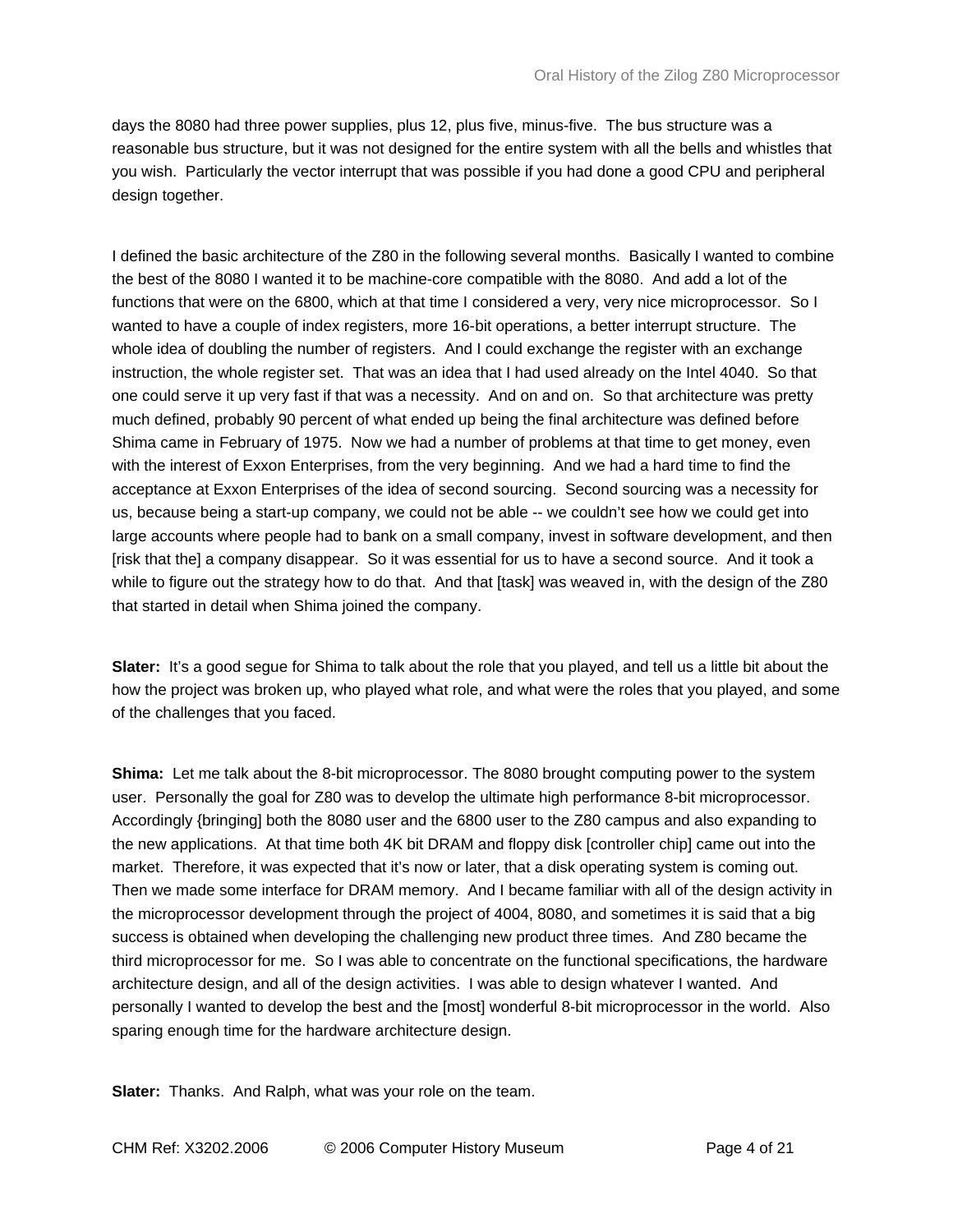days the 8080 had three power supplies, plus 12, plus five, minus-five. The bus structure was a reasonable bus structure, but it was not designed for the entire system with all the bells and whistles that you wish. Particularly the vector interrupt that was possible if you had done a good CPU and peripheral design together.

I defined the basic architecture of the Z80 in the following several months. Basically I wanted to combine the best of the 8080 I wanted it to be machine-core compatible with the 8080. And add a lot of the functions that were on the 6800, which at that time I considered a very, very nice microprocessor. So I wanted to have a couple of index registers, more 16-bit operations, a better interrupt structure. The whole idea of doubling the number of registers. And I could exchange the register with an exchange instruction, the whole register set. That was an idea that I had used already on the Intel 4040. So that one could serve it up very fast if that was a necessity. And on and on. So that architecture was pretty much defined, probably 90 percent of what ended up being the final architecture was defined before Shima came in February of 1975. Now we had a number of problems at that time to get money, even with the interest of Exxon Enterprises, from the very beginning. And we had a hard time to find the acceptance at Exxon Enterprises of the idea of second sourcing. Second sourcing was a necessity for us, because being a start-up company, we could not be able -- we couldn't see how we could get into large accounts where people had to bank on a small company, invest in software development, and then [risk that the] a company disappear. So it was essential for us to have a second source. And it took a while to figure out the strategy how to do that. And that [task] was weaved in, with the design of the Z80 that started in detail when Shima joined the company.

**Slater:** It's a good segue for Shima to talk about the role that you played, and tell us a little bit about the how the project was broken up, who played what role, and what were the roles that you played, and some of the challenges that you faced.

**Shima:** Let me talk about the 8-bit microprocessor. The 8080 brought computing power to the system user. Personally the goal for Z80 was to develop the ultimate high performance 8-bit microprocessor. Accordingly {bringing] both the 8080 user and the 6800 user to the Z80 campus and also expanding to the new applications. At that time both 4K bit DRAM and floppy disk [controller chip] came out into the market. Therefore, it was expected that it's now or later, that a disk operating system is coming out. Then we made some interface for DRAM memory. And I became familiar with all of the design activity in the microprocessor development through the project of 4004, 8080, and sometimes it is said that a big success is obtained when developing the challenging new product three times. And Z80 became the third microprocessor for me. So I was able to concentrate on the functional specifications, the hardware architecture design, and all of the design activities. I was able to design whatever I wanted. And personally I wanted to develop the best and the [most] wonderful 8-bit microprocessor in the world. Also sparing enough time for the hardware architecture design.

**Slater:** Thanks. And Ralph, what was your role on the team.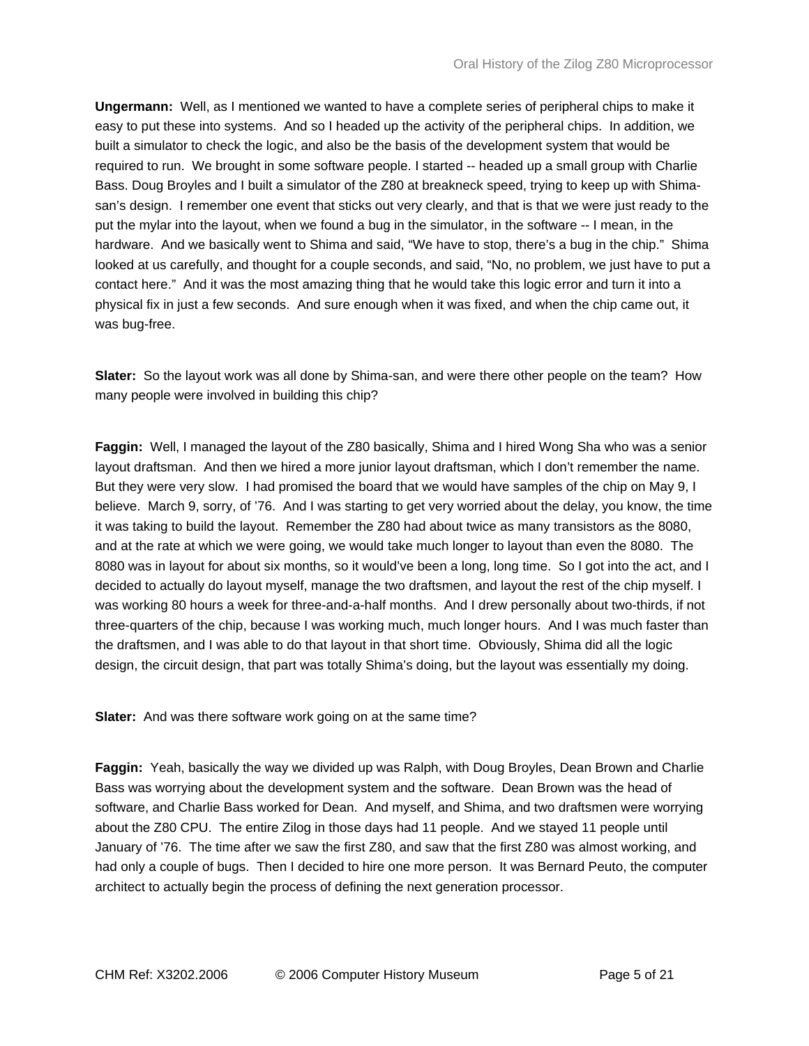**Ungermann:** Well, as I mentioned we wanted to have a complete series of peripheral chips to make it easy to put these into systems. And so I headed up the activity of the peripheral chips. In addition, we built a simulator to check the logic, and also be the basis of the development system that would be required to run. We brought in some software people. I started -- headed up a small group with Charlie Bass. Doug Broyles and I built a simulator of the Z80 at breakneck speed, trying to keep up with Shima-san's design. I remember one event that sticks out very clearly, and that is that we were just ready to the put the mylar into the layout, when we found a bug in the simulator, in the software -- I mean, in the hardware. And we basically went to Shima and said, "We have to stop, there's a bug in the chip." Shima looked at us carefully, and thought for a couple seconds, and said, "No, no problem, we just have to put a contact here." And it was the most amazing thing that he would take this logic error and turn it into a physical fix in just a few seconds. And sure enough when it was fixed, and when the chip came out, it was bug-free.

**Slater:** So the layout work was all done by Shima-san, and were there other people on the team? How many people were involved in building this chip?

**Faggin:** Well, I managed the layout of the Z80 basically, Shima and I hired Wong Sha who was a senior layout draftsman. And then we hired a more junior layout draftsman, which I don't remember the name. But they were very slow. I had promised the board that we would have samples of the chip on May 9, I believe. March 9, sorry, of '76. And I was starting to get very worried about the delay, you know, the time it was taking to build the layout. Remember the Z80 had about twice as many transistors as the 8080, and at the rate at which we were going, we would take much longer to layout than even the 8080. The 8080 was in layout for about six months, so it would've been a long, long time. So I got into the act, and I decided to actually do layout myself, manage the two draftsmen, and layout the rest of the chip myself. I was working 80 hours a week for three-and-a-half months. And I drew personally about two-thirds, if not three-quarters of the chip, because I was working much, much longer hours. And I was much faster than the draftsmen, and I was able to do that layout in that short time. Obviously, Shima did all the logic design, the circuit design, that part was totally Shima's doing, but the layout was essentially my doing.

**Slater:** And was there software work going on at the same time?

**Faggin:** Yeah, basically the way we divided up was Ralph, with Doug Broyles, Dean Brown and Charlie Bass was worrying about the development system and the software. Dean Brown was the head of software, and Charlie Bass worked for Dean. And myself, and Shima, and two draftsmen were worrying about the Z80 CPU. The entire Zilog in those days had 11 people. And we stayed 11 people until January of '76. The time after we saw the first Z80, and saw that the first Z80 was almost working, and had only a couple of bugs. Then I decided to hire one more person. It was Bernard Peuto, the computer architect to actually begin the process of defining the next generation processor.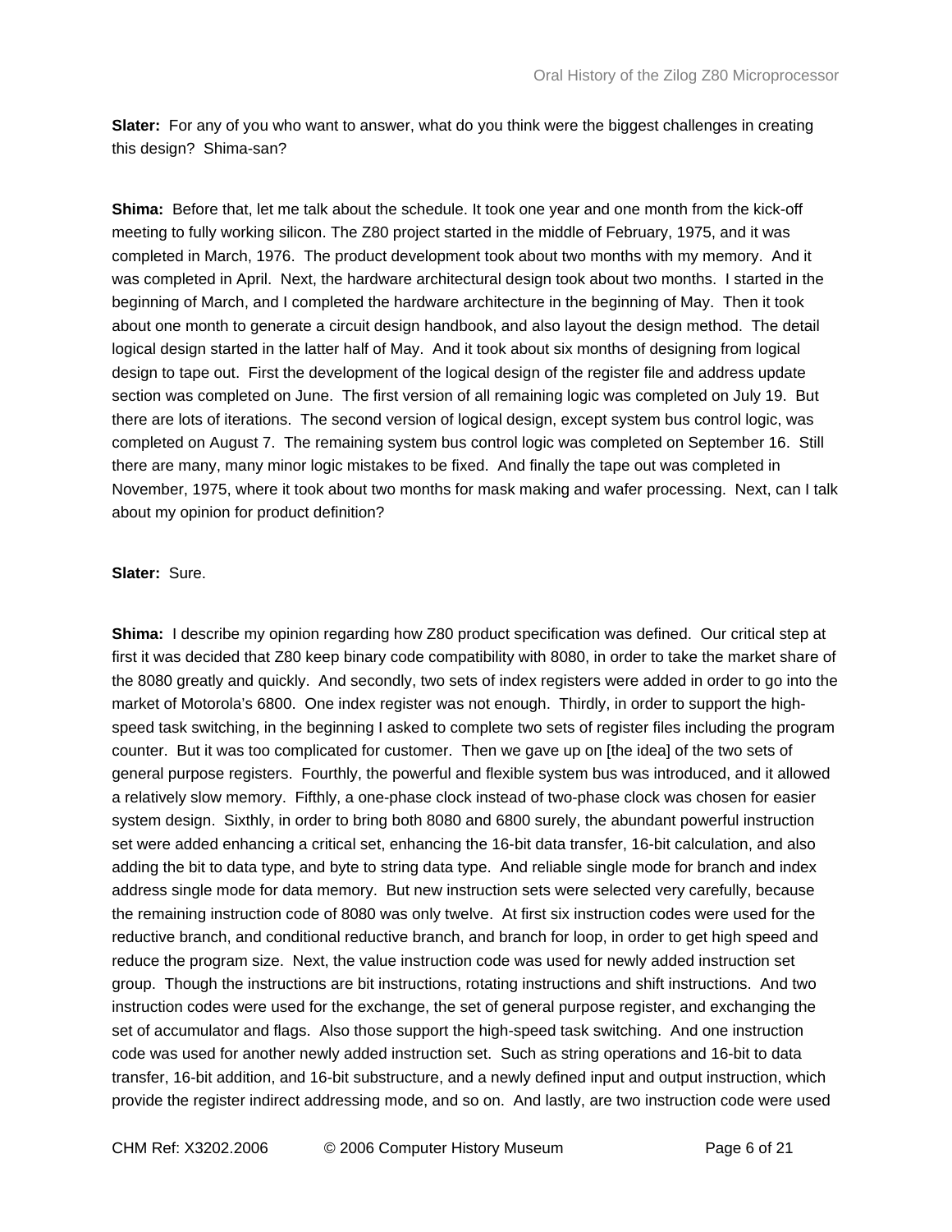**Slater:** For any of you who want to answer, what do you think were the biggest challenges in creating this design? Shima-san?

**Shima:** Before that, let me talk about the schedule. It took one year and one month from the kick-off meeting to fully working silicon. The Z80 project started in the middle of February, 1975, and it was completed in March, 1976. The product development took about two months with my memory. And it was completed in April. Next, the hardware architectural design took about two months. I started in the beginning of March, and I completed the hardware architecture in the beginning of May. Then it took about one month to generate a circuit design handbook, and also layout the design method. The detail logical design started in the latter half of May. And it took about six months of designing from logical design to tape out. First the development of the logical design of the register file and address update section was completed on June. The first version of all remaining logic was completed on July 19. But there are lots of iterations. The second version of logical design, except system bus control logic, was completed on August 7. The remaining system bus control logic was completed on September 16. Still there are many, many minor logic mistakes to be fixed. And finally the tape out was completed in November, 1975, where it took about two months for mask making and wafer processing. Next, can I talk about my opinion for product definition?

**Slater:** Sure.

**Shima:** I describe my opinion regarding how Z80 product specification was defined. Our critical step at first it was decided that Z80 keep binary code compatibility with 8080, in order to take the market share of the 8080 greatly and quickly. And secondly, two sets of index registers were added in order to go into the market of Motorola's 6800. One index register was not enough. Thirdly, in order to support the high-speed task switching, in the beginning I asked to complete two sets of register files including the program counter. But it was too complicated for customer. Then we gave up on [the idea] of the two sets of general purpose registers. Fourthly, the powerful and flexible system bus was introduced, and it allowed a relatively slow memory. Fifthly, a one-phase clock instead of two-phase clock was chosen for easier system design. Sixthly, in order to bring both 8080 and 6800 surely, the abundant powerful instruction set were added enhancing a critical set, enhancing the 16-bit data transfer, 16-bit calculation, and also adding the bit to data type, and byte to string data type. And reliable single mode for branch and index address single mode for data memory. But new instruction sets were selected very carefully, because the remaining instruction code of 8080 was only twelve. At first six instruction codes were used for the reductive branch, and conditional reductive branch, and branch for loop, in order to get high speed and reduce the program size. Next, the value instruction code was used for newly added instruction set group. Though the instructions are bit instructions, rotating instructions and shift instructions. And two instruction codes were used for the exchange, the set of general purpose register, and exchanging the set of accumulator and flags. Also those support the high-speed task switching. And one instruction code was used for another newly added instruction set. Such as string operations and 16-bit to data transfer, 16-bit addition, and 16-bit substructure, and a newly defined input and output instruction, which provide the register indirect addressing mode, and so on. And lastly, are two instruction code were used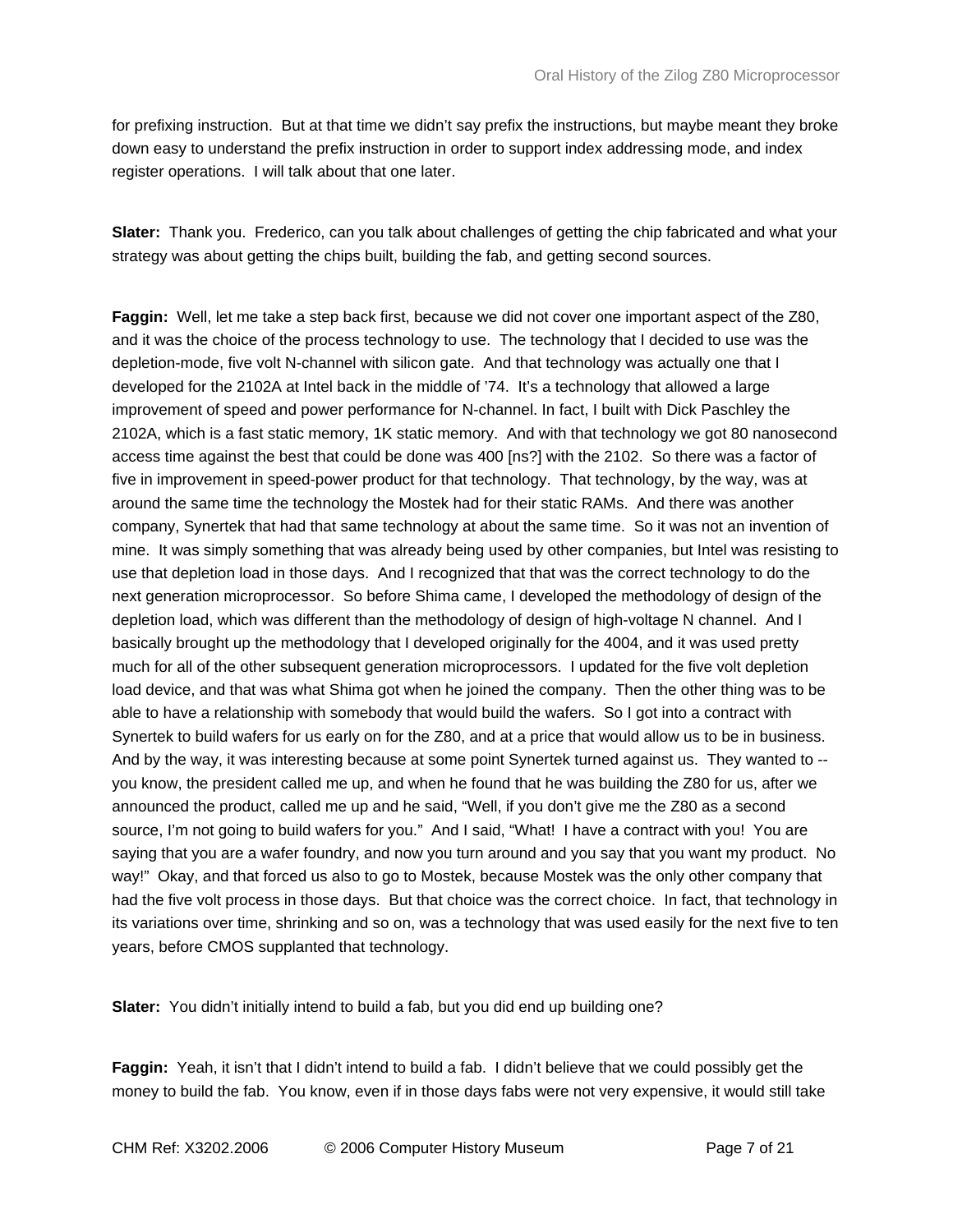for prefixing instruction. But at that time we didn't say prefix the instructions, but maybe meant they broke down easy to understand the prefix instruction in order to support index addressing mode, and index register operations. I will talk about that one later.

**Slater:** Thank you. Frederico, can you talk about challenges of getting the chip fabricated and what your strategy was about getting the chips built, building the fab, and getting second sources.

**Faggin:** Well, let me take a step back first, because we did not cover one important aspect of the Z80, and it was the choice of the process technology to use. The technology that I decided to use was the depletion-mode, five volt N-channel with silicon gate. And that technology was actually one that I developed for the 2102A at Intel back in the middle of '74. It's a technology that allowed a large improvement of speed and power performance for N-channel. In fact, I built with Dick Paschley the 2102A, which is a fast static memory, 1K static memory. And with that technology we got 80 nanosecond access time against the best that could be done was 400 [ns?] with the 2102. So there was a factor of five in improvement in speed-power product for that technology. That technology, by the way, was at around the same time the technology the Mostek had for their static RAMs. And there was another company, Synertek that had that same technology at about the same time. So it was not an invention of mine. It was simply something that was already being used by other companies, but Intel was resisting to use that depletion load in those days. And I recognized that that was the correct technology to do the next generation microprocessor. So before Shima came, I developed the methodology of design of the depletion load, which was different than the methodology of design of high-voltage N channel. And I basically brought up the methodology that I developed originally for the 4004, and it was used pretty much for all of the other subsequent generation microprocessors. I updated for the five volt depletion load device, and that was what Shima got when he joined the company. Then the other thing was to be able to have a relationship with somebody that would build the wafers. So I got into a contract with Synertek to build wafers for us early on for the Z80, and at a price that would allow us to be in business. And by the way, it was interesting because at some point Synertek turned against us. They wanted to -- you know, the president called me up, and when he found that he was building the Z80 for us, after we announced the product, called me up and he said, "Well, if you don't give me the Z80 as a second source, I'm not going to build wafers for you." And I said, "What! I have a contract with you! You are saying that you are a wafer foundry, and now you turn around and you say that you want my product. No way!" Okay, and that forced us also to go to Mostek, because Mostek was the only other company that had the five volt process in those days. But that choice was the correct choice. In fact, that technology in its variations over time, shrinking and so on, was a technology that was used easily for the next five to ten years, before CMOS supplanted that technology.

**Slater:** You didn't initially intend to build a fab, but you did end up building one?

**Faggin:** Yeah, it isn't that I didn't intend to build a fab. I didn't believe that we could possibly get the money to build the fab. You know, even if in those days fabs were not very expensive, it would still take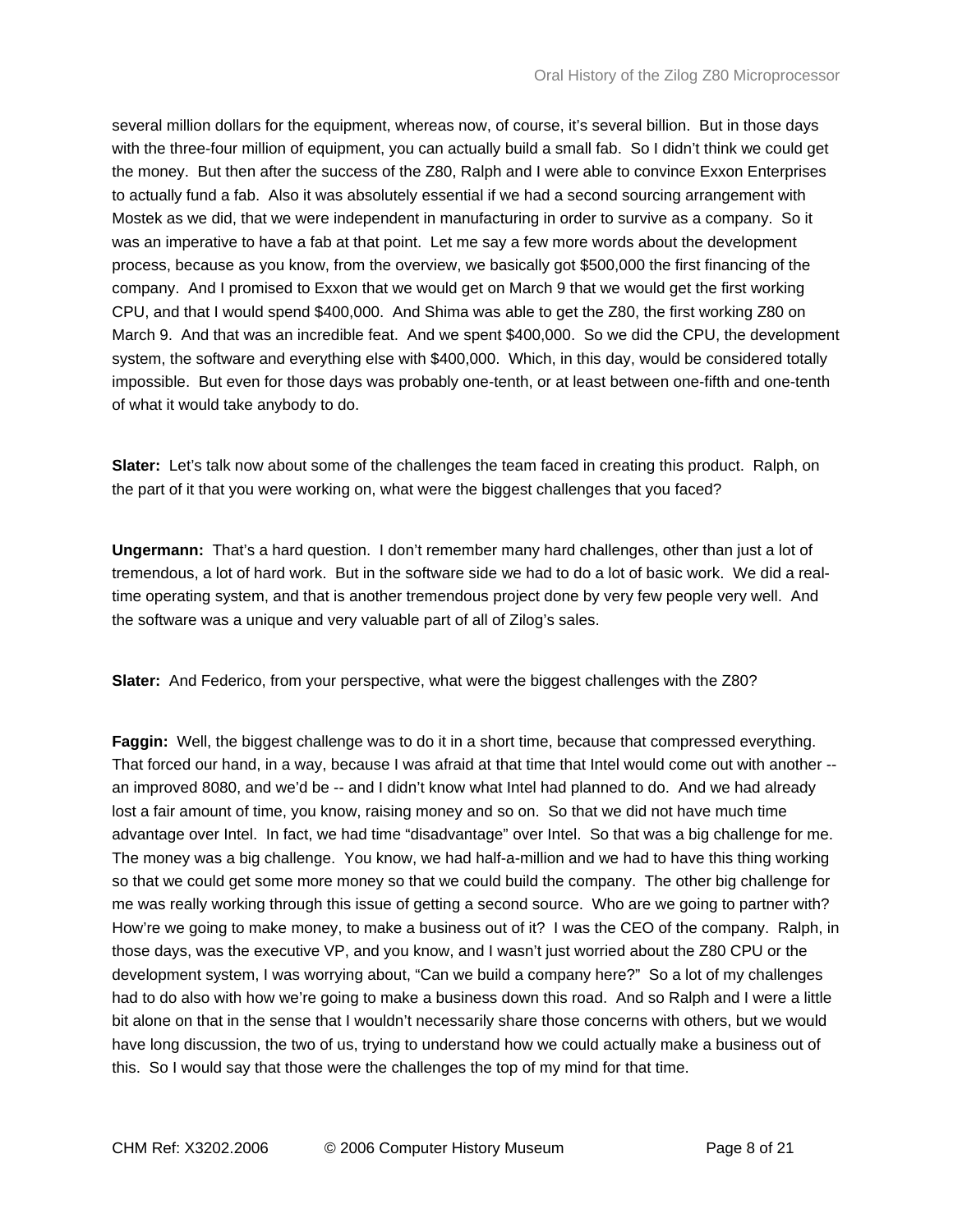several million dollars for the equipment, whereas now, of course, it's several billion. But in those days with the three-four million of equipment, you can actually build a small fab. So I didn't think we could get the money. But then after the success of the Z80, Ralph and I were able to convince Exxon Enterprises to actually fund a fab. Also it was absolutely essential if we had a second sourcing arrangement with Mostek as we did, that we were independent in manufacturing in order to survive as a company. So it was an imperative to have a fab at that point. Let me say a few more words about the development process, because as you know, from the overview, we basically got $500,000 the first financing of the company. And I promised to Exxon that we would get on March 9 that we would get the first working CPU, and that I would spend $400,000. And Shima was able to get the Z80, the first working Z80 on March 9. And that was an incredible feat. And we spent $400,000. So we did the CPU, the development system, the software and everything else with $400,000. Which, in this day, would be considered totally impossible. But even for those days was probably one-tenth, or at least between one-fifth and one-tenth of what it would take anybody to do.

**Slater:** Let's talk now about some of the challenges the team faced in creating this product. Ralph, on the part of it that you were working on, what were the biggest challenges that you faced?

**Ungermann:** That's a hard question. I don't remember many hard challenges, other than just a lot of tremendous, a lot of hard work. But in the software side we had to do a lot of basic work. We did a real-time operating system, and that is another tremendous project done by very few people very well. And the software was a unique and very valuable part of all of Zilog's sales.

**Slater:** And Federico, from your perspective, what were the biggest challenges with the Z80?

**Faggin:** Well, the biggest challenge was to do it in a short time, because that compressed everything. That forced our hand, in a way, because I was afraid at that time that Intel would come out with another -- an improved 8080, and we'd be -- and I didn't know what Intel had planned to do. And we had already lost a fair amount of time, you know, raising money and so on. So that we did not have much time advantage over Intel. In fact, we had time "disadvantage" over Intel. So that was a big challenge for me. The money was a big challenge. You know, we had half-a-million and we had to have this thing working so that we could get some more money so that we could build the company. The other big challenge for me was really working through this issue of getting a second source. Who are we going to partner with? How're we going to make money, to make a business out of it? I was the CEO of the company. Ralph, in those days, was the executive VP, and you know, and I wasn't just worried about the Z80 CPU or the development system, I was worrying about, "Can we build a company here?" So a lot of my challenges had to do also with how we're going to make a business down this road. And so Ralph and I were a little bit alone on that in the sense that I wouldn't necessarily share those concerns with others, but we would have long discussion, the two of us, trying to understand how we could actually make a business out of this. So I would say that those were the challenges the top of my mind for that time.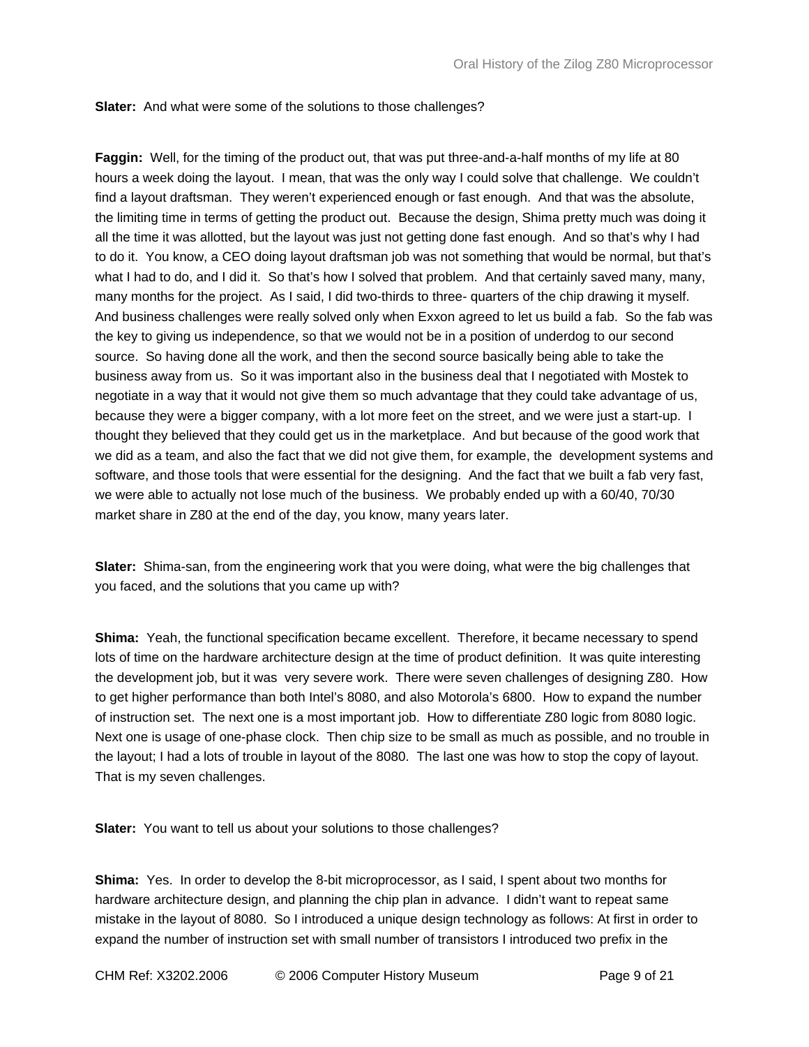**Slater:** And what were some of the solutions to those challenges?

**Faggin:** Well, for the timing of the product out, that was put three-and-a-half months of my life at 80 hours a week doing the layout. I mean, that was the only way I could solve that challenge. We couldn't find a layout draftsman. They weren't experienced enough or fast enough. And that was the absolute, the limiting time in terms of getting the product out. Because the design, Shima pretty much was doing it all the time it was allotted, but the layout was just not getting done fast enough. And so that's why I had to do it. You know, a CEO doing layout draftsman job was not something that would be normal, but that's what I had to do, and I did it. So that's how I solved that problem. And that certainly saved many, many, many months for the project. As I said, I did two-thirds to three- quarters of the chip drawing it myself. And business challenges were really solved only when Exxon agreed to let us build a fab. So the fab was the key to giving us independence, so that we would not be in a position of underdog to our second source. So having done all the work, and then the second source basically being able to take the business away from us. So it was important also in the business deal that I negotiated with Mostek to negotiate in a way that it would not give them so much advantage that they could take advantage of us, because they were a bigger company, with a lot more feet on the street, and we were just a start-up. I thought they believed that they could get us in the marketplace. And but because of the good work that we did as a team, and also the fact that we did not give them, for example, the development systems and software, and those tools that were essential for the designing. And the fact that we built a fab very fast, we were able to actually not lose much of the business. We probably ended up with a 60/40, 70/30 market share in Z80 at the end of the day, you know, many years later.

**Slater:** Shima-san, from the engineering work that you were doing, what were the big challenges that you faced, and the solutions that you came up with?

**Shima:** Yeah, the functional specification became excellent. Therefore, it became necessary to spend lots of time on the hardware architecture design at the time of product definition. It was quite interesting the development job, but it was very severe work. There were seven challenges of designing Z80. How to get higher performance than both Intel's 8080, and also Motorola's 6800. How to expand the number of instruction set. The next one is a most important job. How to differentiate Z80 logic from 8080 logic. Next one is usage of one-phase clock. Then chip size to be small as much as possible, and no trouble in the layout; I had a lots of trouble in layout of the 8080. The last one was how to stop the copy of layout. That is my seven challenges.

**Slater:** You want to tell us about your solutions to those challenges?

**Shima:** Yes. In order to develop the 8-bit microprocessor, as I said, I spent about two months for hardware architecture design, and planning the chip plan in advance. I didn't want to repeat same mistake in the layout of 8080. So I introduced a unique design technology as follows: At first in order to expand the number of instruction set with small number of transistors I introduced two prefix in the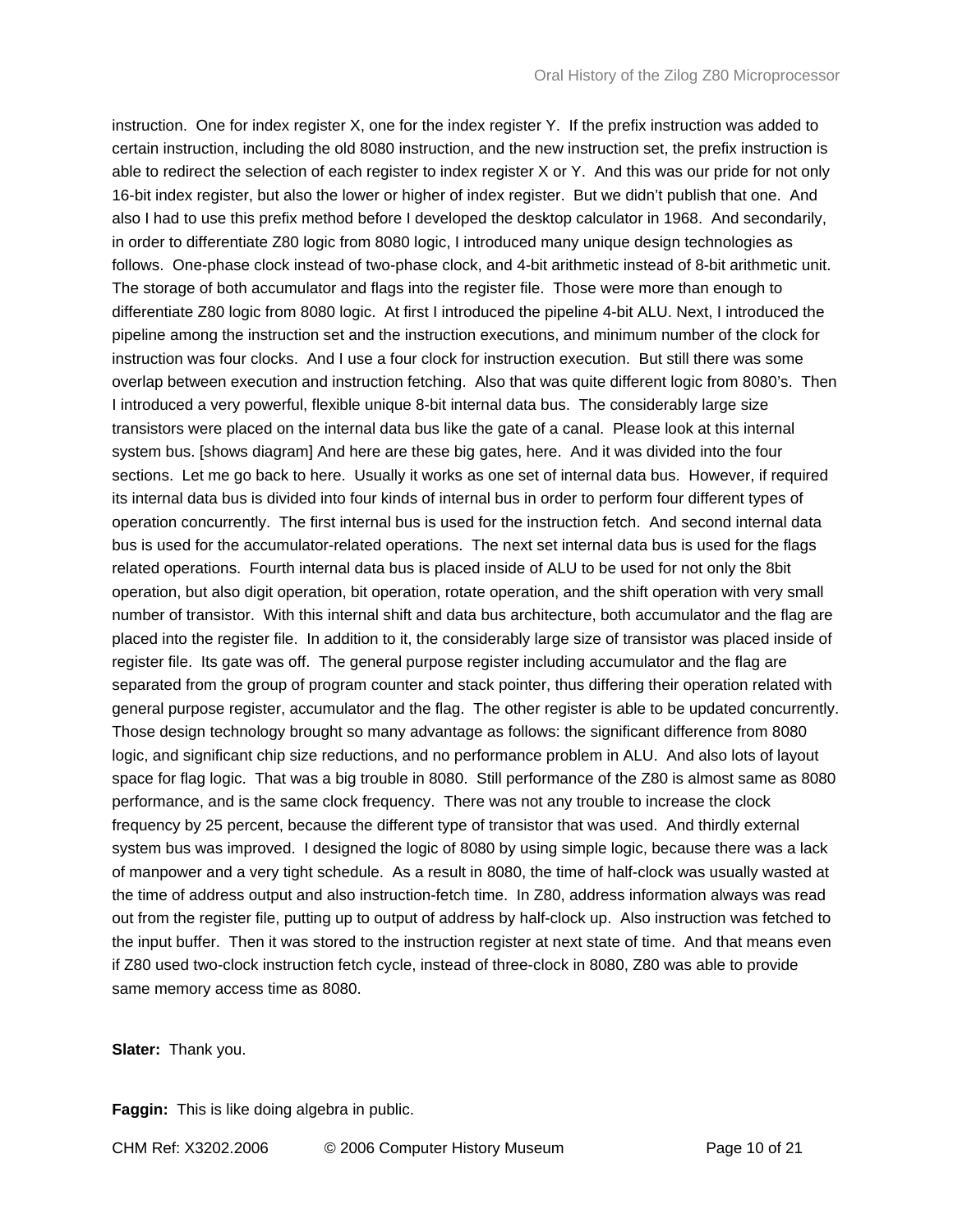instruction. One for index register X, one for the index register Y. If the prefix instruction was added to certain instruction, including the old 8080 instruction, and the new instruction set, the prefix instruction is able to redirect the selection of each register to index register X or Y. And this was our pride for not only 16-bit index register, but also the lower or higher of index register. But we didn't publish that one. And also I had to use this prefix method before I developed the desktop calculator in 1968. And secondarily, in order to differentiate Z80 logic from 8080 logic, I introduced many unique design technologies as follows. One-phase clock instead of two-phase clock, and 4-bit arithmetic instead of 8-bit arithmetic unit. The storage of both accumulator and flags into the register file. Those were more than enough to differentiate Z80 logic from 8080 logic. At first I introduced the pipeline 4-bit ALU. Next, I introduced the pipeline among the instruction set and the instruction executions, and minimum number of the clock for instruction was four clocks. And I use a four clock for instruction execution. But still there was some overlap between execution and instruction fetching. Also that was quite different logic from 8080's. Then I introduced a very powerful, flexible unique 8-bit internal data bus. The considerably large size transistors were placed on the internal data bus like the gate of a canal. Please look at this internal system bus. [shows diagram] And here are these big gates, here. And it was divided into the four sections. Let me go back to here. Usually it works as one set of internal data bus. However, if required its internal data bus is divided into four kinds of internal bus in order to perform four different types of operation concurrently. The first internal bus is used for the instruction fetch. And second internal data bus is used for the accumulator-related operations. The next set internal data bus is used for the flags related operations. Fourth internal data bus is placed inside of ALU to be used for not only the 8bit operation, but also digit operation, bit operation, rotate operation, and the shift operation with very small number of transistor. With this internal shift and data bus architecture, both accumulator and the flag are placed into the register file. In addition to it, the considerably large size of transistor was placed inside of register file. Its gate was off. The general purpose register including accumulator and the flag are separated from the group of program counter and stack pointer, thus differing their operation related with general purpose register, accumulator and the flag. The other register is able to be updated concurrently. Those design technology brought so many advantage as follows: the significant difference from 8080 logic, and significant chip size reductions, and no performance problem in ALU. And also lots of layout space for flag logic. That was a big trouble in 8080. Still performance of the Z80 is almost same as 8080 performance, and is the same clock frequency. There was not any trouble to increase the clock frequency by 25 percent, because the different type of transistor that was used. And thirdly external system bus was improved. I designed the logic of 8080 by using simple logic, because there was a lack of manpower and a very tight schedule. As a result in 8080, the time of half-clock was usually wasted at the time of address output and also instruction-fetch time. In Z80, address information always was read out from the register file, putting up to output of address by half-clock up. Also instruction was fetched to the input buffer. Then it was stored to the instruction register at next state of time. And that means even if Z80 used two-clock instruction fetch cycle, instead of three-clock in 8080, Z80 was able to provide same memory access time as 8080.

**Slater:** Thank you.

**Faggin:** This is like doing algebra in public.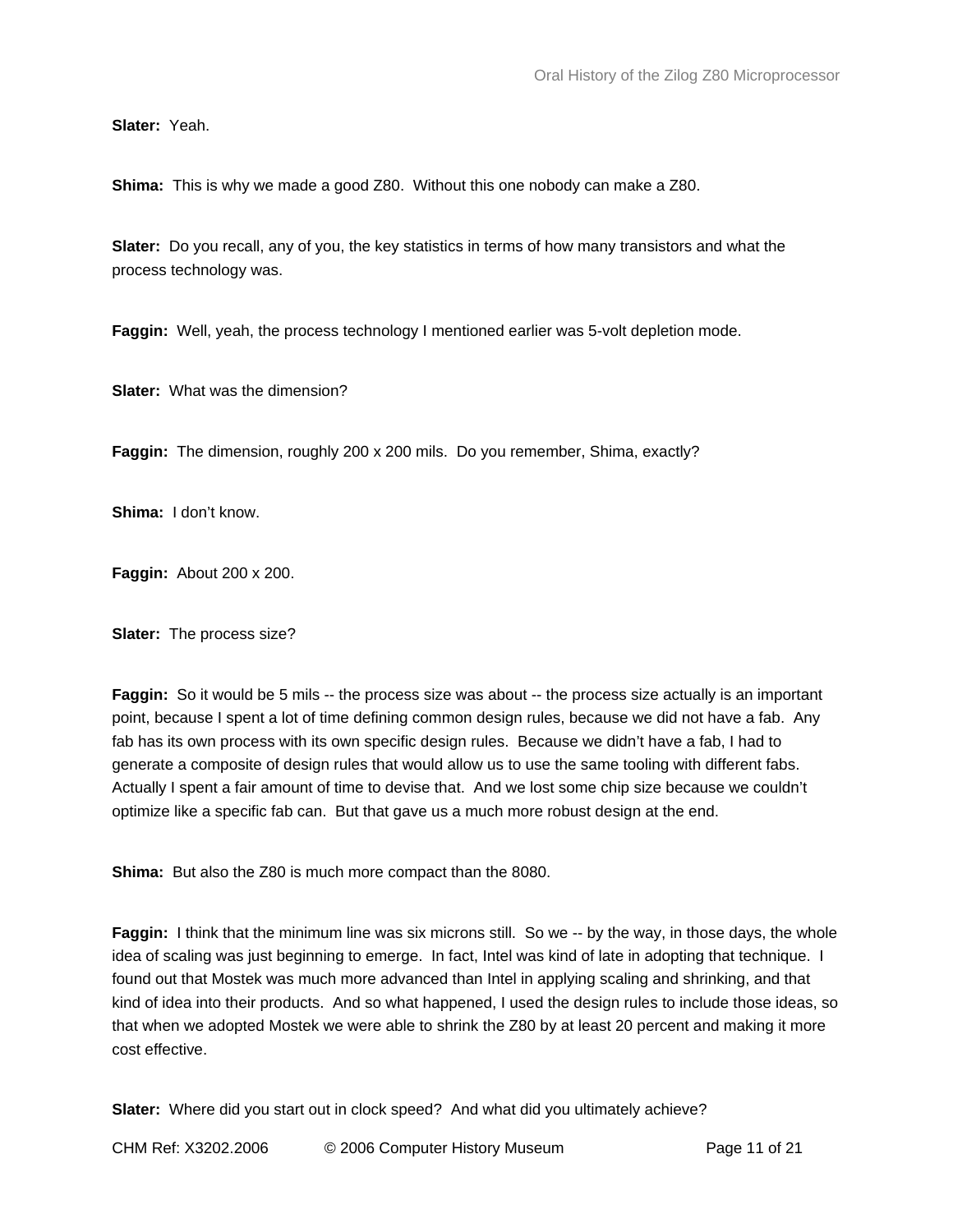**Slater:** Yeah.

**Shima:** This is why we made a good Z80. Without this one nobody can make a Z80.

**Slater:** Do you recall, any of you, the key statistics in terms of how many transistors and what the process technology was.

**Faggin:** Well, yeah, the process technology I mentioned earlier was 5-volt depletion mode.

**Slater:** What was the dimension?

**Faggin:** The dimension, roughly 200 x 200 mils. Do you remember, Shima, exactly?

**Shima:** I don't know.

**Faggin:** About 200 x 200.

**Slater:** The process size?

**Faggin:** So it would be 5 mils -- the process size was about -- the process size actually is an important point, because I spent a lot of time defining common design rules, because we did not have a fab. Any fab has its own process with its own specific design rules. Because we didn't have a fab, I had to generate a composite of design rules that would allow us to use the same tooling with different fabs. Actually I spent a fair amount of time to devise that. And we lost some chip size because we couldn't optimize like a specific fab can. But that gave us a much more robust design at the end.

**Shima:** But also the Z80 is much more compact than the 8080.

**Faggin:** I think that the minimum line was six microns still. So we -- by the way, in those days, the whole idea of scaling was just beginning to emerge. In fact, Intel was kind of late in adopting that technique. I found out that Mostek was much more advanced than Intel in applying scaling and shrinking, and that kind of idea into their products. And so what happened, I used the design rules to include those ideas, so that when we adopted Mostek we were able to shrink the Z80 by at least 20 percent and making it more cost effective.

**Slater:** Where did you start out in clock speed? And what did you ultimately achieve?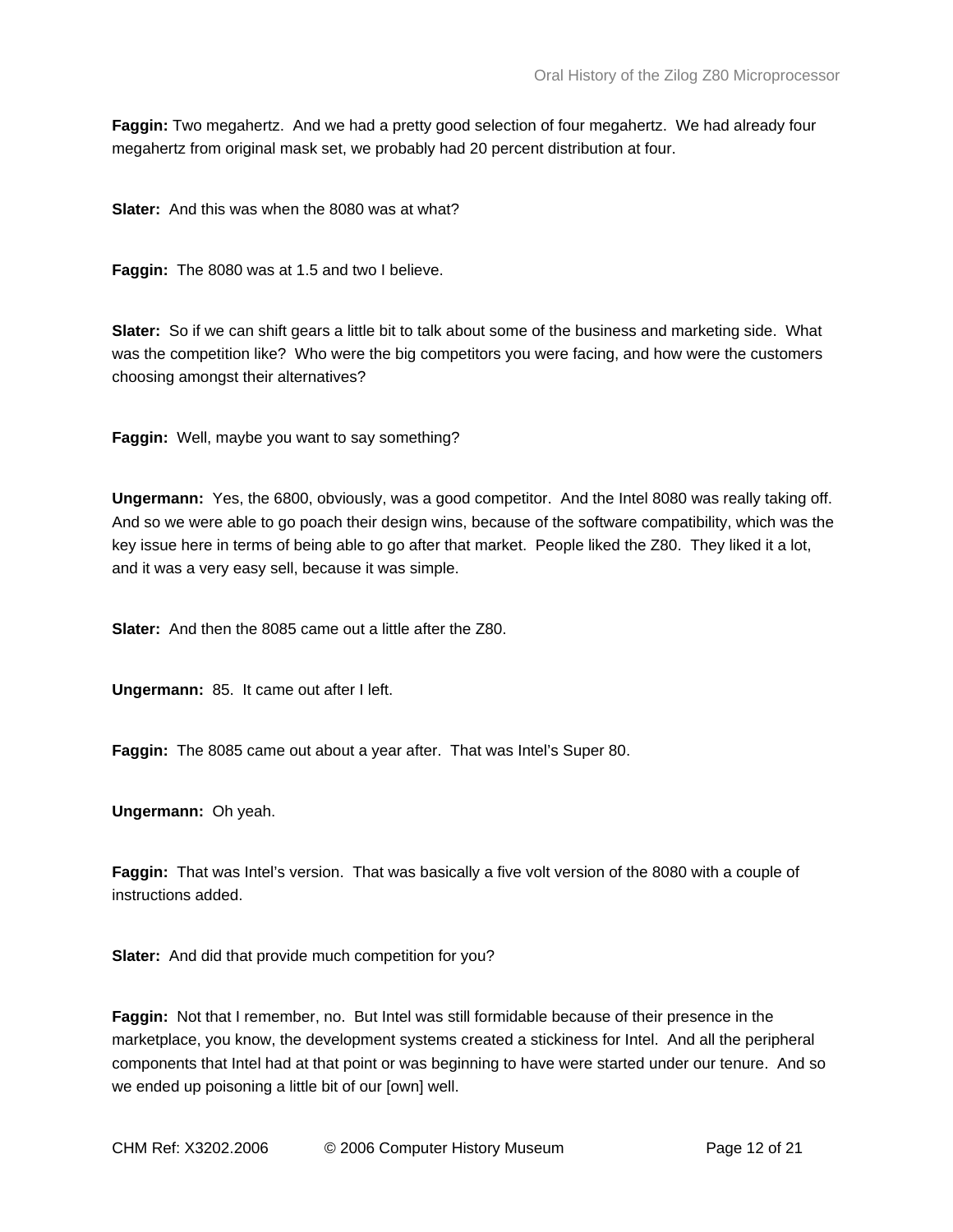**Faggin:** Two megahertz. And we had a pretty good selection of four megahertz. We had already four megahertz from original mask set, we probably had 20 percent distribution at four.

**Slater:** And this was when the 8080 was at what?

**Faggin:** The 8080 was at 1.5 and two I believe.

**Slater:** So if we can shift gears a little bit to talk about some of the business and marketing side. What was the competition like? Who were the big competitors you were facing, and how were the customers choosing amongst their alternatives?

**Faggin:** Well, maybe you want to say something?

**Ungermann:** Yes, the 6800, obviously, was a good competitor. And the Intel 8080 was really taking off. And so we were able to go poach their design wins, because of the software compatibility, which was the key issue here in terms of being able to go after that market. People liked the Z80. They liked it a lot, and it was a very easy sell, because it was simple.

**Slater:** And then the 8085 came out a little after the Z80.

**Ungermann:** 85. It came out after I left.

**Faggin:** The 8085 came out about a year after. That was Intel's Super 80.

**Ungermann:** Oh yeah.

**Faggin:** That was Intel's version. That was basically a five volt version of the 8080 with a couple of instructions added.

**Slater:** And did that provide much competition for you?

**Faggin:** Not that I remember, no. But Intel was still formidable because of their presence in the marketplace, you know, the development systems created a stickiness for Intel. And all the peripheral components that Intel had at that point or was beginning to have were started under our tenure. And so we ended up poisoning a little bit of our [own] well.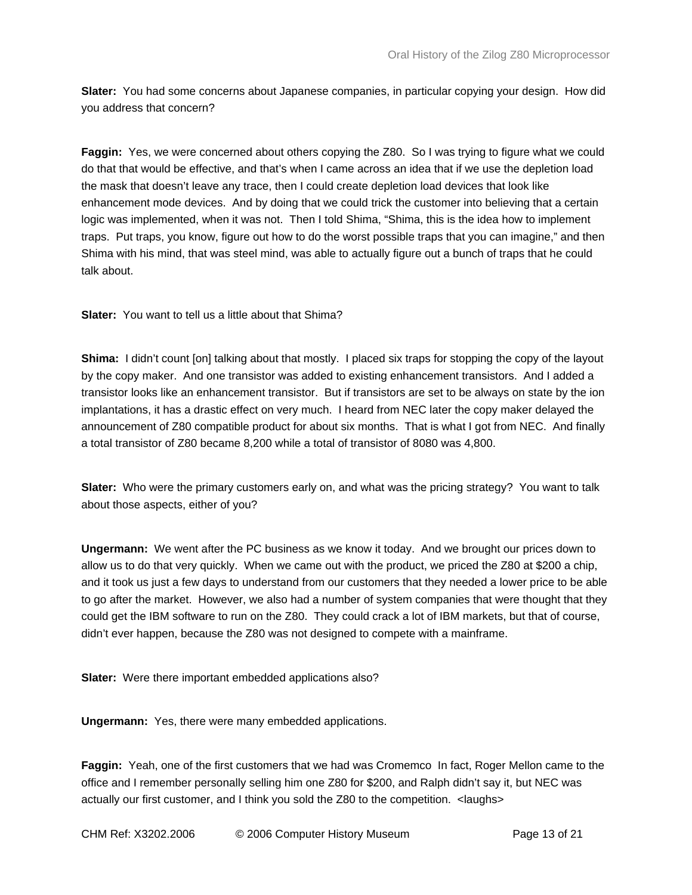**Slater:** You had some concerns about Japanese companies, in particular copying your design. How did you address that concern?

**Faggin:** Yes, we were concerned about others copying the Z80. So I was trying to figure what we could do that that would be effective, and that's when I came across an idea that if we use the depletion load the mask that doesn't leave any trace, then I could create depletion load devices that look like enhancement mode devices. And by doing that we could trick the customer into believing that a certain logic was implemented, when it was not. Then I told Shima, "Shima, this is the idea how to implement traps. Put traps, you know, figure out how to do the worst possible traps that you can imagine," and then Shima with his mind, that was steel mind, was able to actually figure out a bunch of traps that he could talk about.

**Slater:** You want to tell us a little about that Shima?

**Shima:** I didn't count [on] talking about that mostly. I placed six traps for stopping the copy of the layout by the copy maker. And one transistor was added to existing enhancement transistors. And I added a transistor looks like an enhancement transistor. But if transistors are set to be always on state by the ion implantations, it has a drastic effect on very much. I heard from NEC later the copy maker delayed the announcement of Z80 compatible product for about six months. That is what I got from NEC. And finally a total transistor of Z80 became 8,200 while a total of transistor of 8080 was 4,800.

**Slater:** Who were the primary customers early on, and what was the pricing strategy? You want to talk about those aspects, either of you?

**Ungermann:** We went after the PC business as we know it today. And we brought our prices down to allow us to do that very quickly. When we came out with the product, we priced the Z80 at $200 a chip, and it took us just a few days to understand from our customers that they needed a lower price to be able to go after the market. However, we also had a number of system companies that were thought that they could get the IBM software to run on the Z80. They could crack a lot of IBM markets, but that of course, didn't ever happen, because the Z80 was not designed to compete with a mainframe.

**Slater:** Were there important embedded applications also?

**Ungermann:** Yes, there were many embedded applications.

**Faggin:** Yeah, one of the first customers that we had was Cromemco In fact, Roger Mellon came to the office and I remember personally selling him one Z80 for $200, and Ralph didn't say it, but NEC was actually our first customer, and I think you sold the Z80 to the competition. <laughs>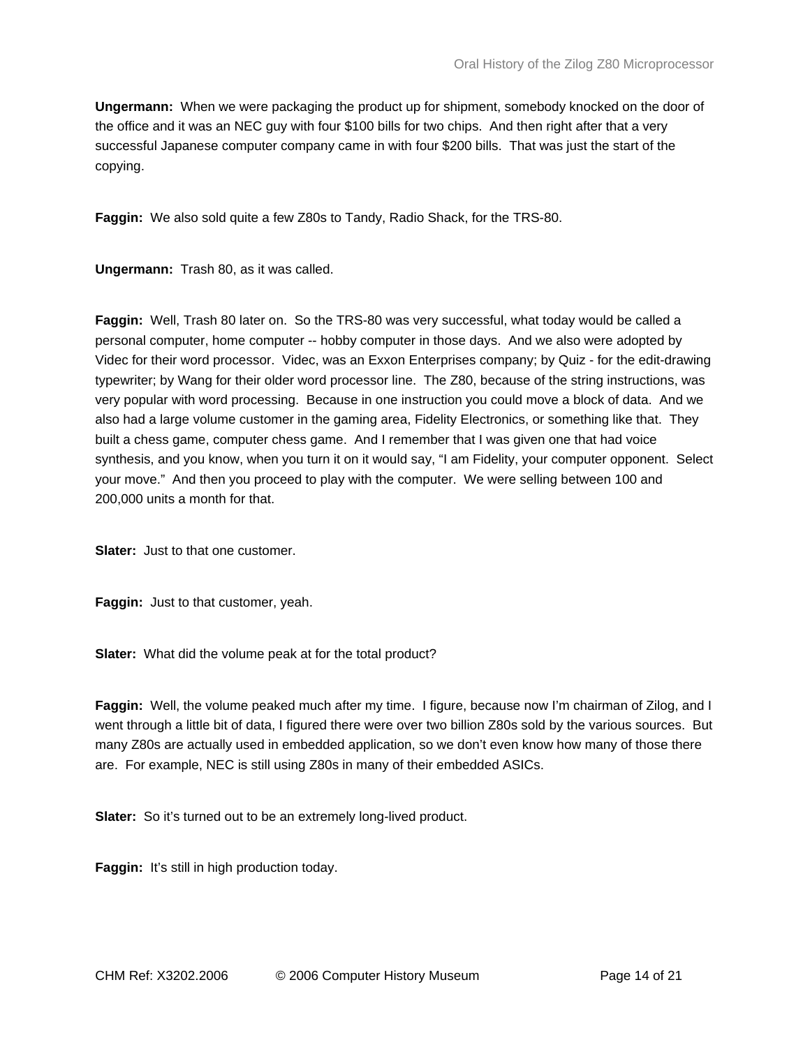**Ungermann:** When we were packaging the product up for shipment, somebody knocked on the door of the office and it was an NEC guy with four $100 bills for two chips. And then right after that a very successful Japanese computer company came in with four $200 bills. That was just the start of the copying.

**Faggin:** We also sold quite a few Z80s to Tandy, Radio Shack, for the TRS-80.

**Ungermann:** Trash 80, as it was called.

**Faggin:** Well, Trash 80 later on. So the TRS-80 was very successful, what today would be called a personal computer, home computer -- hobby computer in those days. And we also were adopted by Videc for their word processor. Videc, was an Exxon Enterprises company; by Quiz - for the edit-drawing typewriter; by Wang for their older word processor line. The Z80, because of the string instructions, was very popular with word processing. Because in one instruction you could move a block of data. And we also had a large volume customer in the gaming area, Fidelity Electronics, or something like that. They built a chess game, computer chess game. And I remember that I was given one that had voice synthesis, and you know, when you turn it on it would say, "I am Fidelity, your computer opponent. Select your move." And then you proceed to play with the computer. We were selling between 100 and 200,000 units a month for that.

**Slater:** Just to that one customer.

**Faggin:** Just to that customer, yeah.

**Slater:** What did the volume peak at for the total product?

**Faggin:** Well, the volume peaked much after my time. I figure, because now I'm chairman of Zilog, and I went through a little bit of data, I figured there were over two billion Z80s sold by the various sources. But many Z80s are actually used in embedded application, so we don't even know how many of those there are. For example, NEC is still using Z80s in many of their embedded ASICs.

**Slater:** So it's turned out to be an extremely long-lived product.

**Faggin:** It's still in high production today.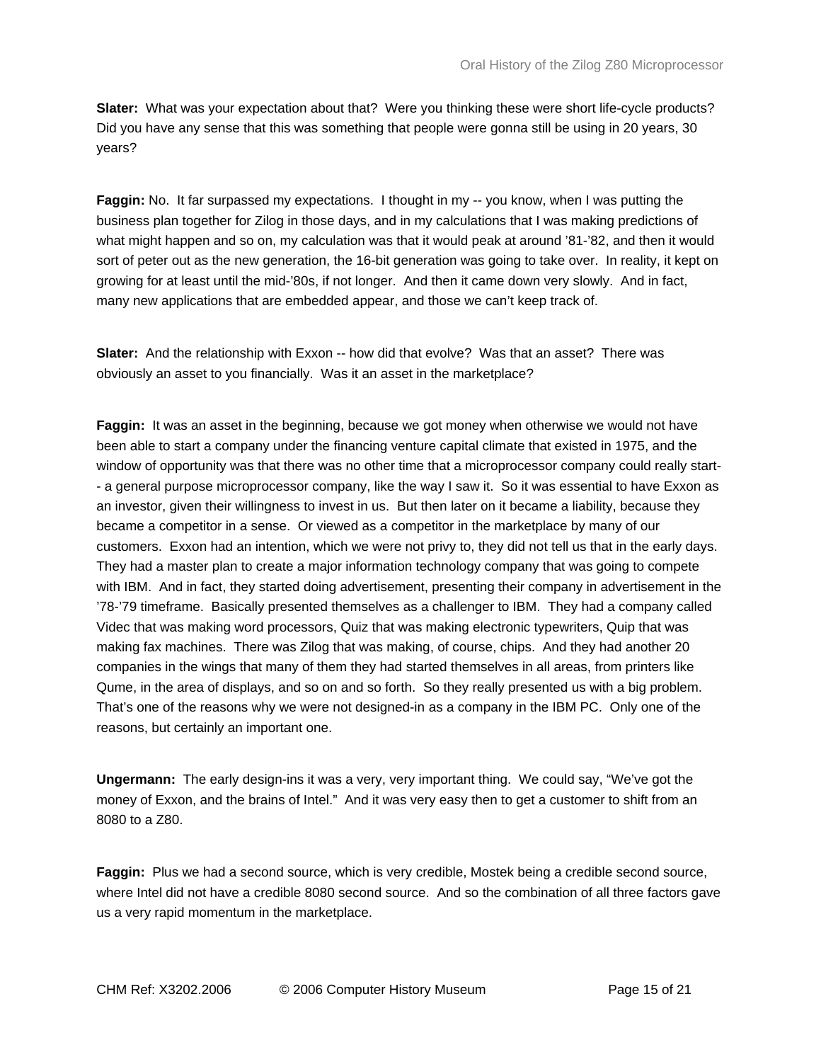**Slater:** What was your expectation about that? Were you thinking these were short life-cycle products? Did you have any sense that this was something that people were gonna still be using in 20 years, 30 years?

**Faggin:** No. It far surpassed my expectations. I thought in my -- you know, when I was putting the business plan together for Zilog in those days, and in my calculations that I was making predictions of what might happen and so on, my calculation was that it would peak at around '81-'82, and then it would sort of peter out as the new generation, the 16-bit generation was going to take over. In reality, it kept on growing for at least until the mid-'80s, if not longer. And then it came down very slowly. And in fact, many new applications that are embedded appear, and those we can't keep track of.

**Slater:** And the relationship with Exxon -- how did that evolve? Was that an asset? There was obviously an asset to you financially. Was it an asset in the marketplace?

**Faggin:** It was an asset in the beginning, because we got money when otherwise we would not have been able to start a company under the financing venture capital climate that existed in 1975, and the window of opportunity was that there was no other time that a microprocessor company could really start-- a general purpose microprocessor company, like the way I saw it. So it was essential to have Exxon as an investor, given their willingness to invest in us. But then later on it became a liability, because they became a competitor in a sense. Or viewed as a competitor in the marketplace by many of our customers. Exxon had an intention, which we were not privy to, they did not tell us that in the early days. They had a master plan to create a major information technology company that was going to compete with IBM. And in fact, they started doing advertisement, presenting their company in advertisement in the '78-'79 timeframe. Basically presented themselves as a challenger to IBM. They had a company called Videc that was making word processors, Quiz that was making electronic typewriters, Quip that was making fax machines. There was Zilog that was making, of course, chips. And they had another 20 companies in the wings that many of them they had started themselves in all areas, from printers like Qume, in the area of displays, and so on and so forth. So they really presented us with a big problem. That's one of the reasons why we were not designed-in as a company in the IBM PC. Only one of the reasons, but certainly an important one.

**Ungermann:** The early design-ins it was a very, very important thing. We could say, "We've got the money of Exxon, and the brains of Intel." And it was very easy then to get a customer to shift from an 8080 to a Z80.

**Faggin:** Plus we had a second source, which is very credible, Mostek being a credible second source, where Intel did not have a credible 8080 second source. And so the combination of all three factors gave us a very rapid momentum in the marketplace.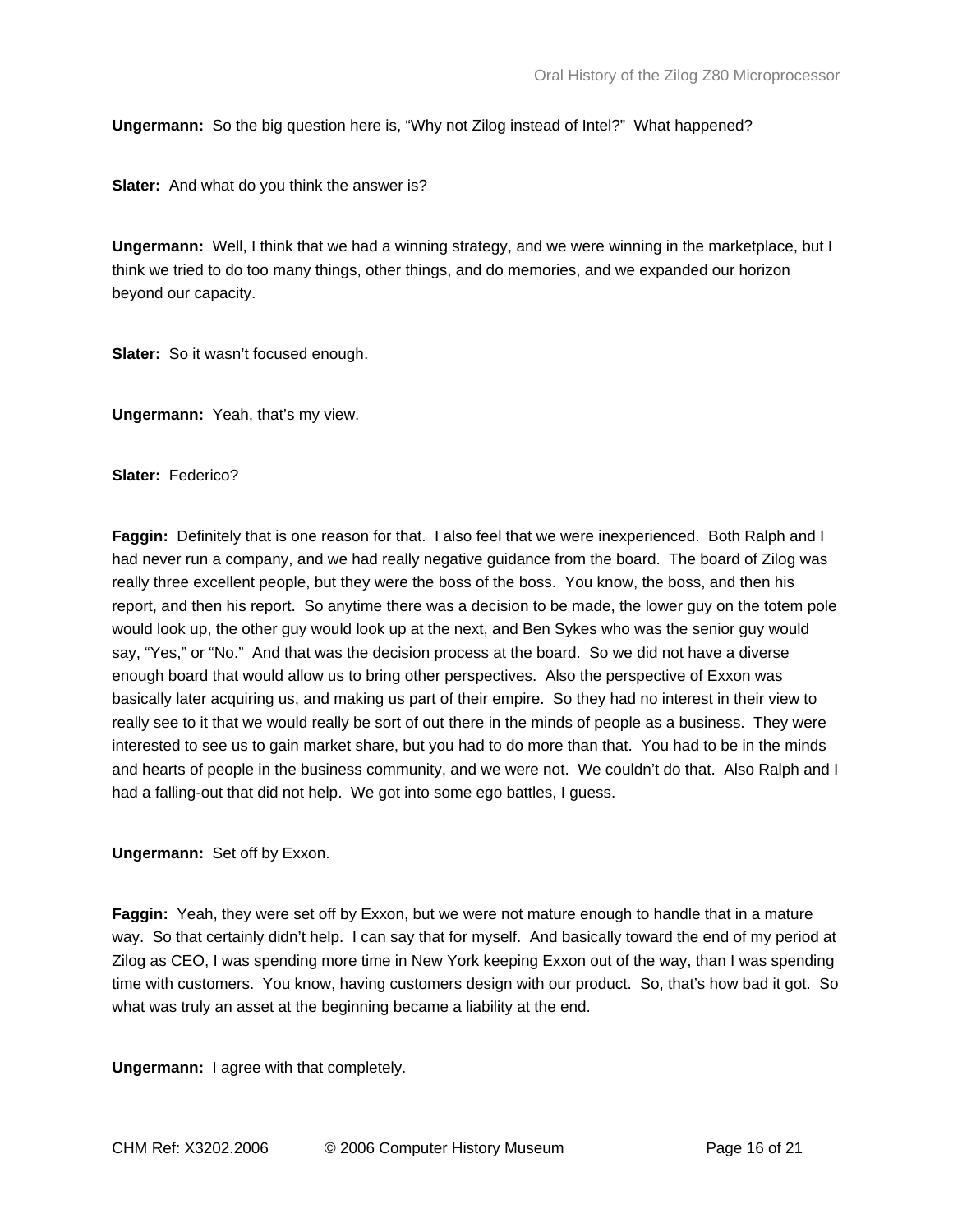**Ungermann:** So the big question here is, "Why not Zilog instead of Intel?" What happened?

**Slater:** And what do you think the answer is?

**Ungermann:** Well, I think that we had a winning strategy, and we were winning in the marketplace, but I think we tried to do too many things, other things, and do memories, and we expanded our horizon beyond our capacity.

**Slater:** So it wasn't focused enough.

**Ungermann:** Yeah, that's my view.

**Slater:** Federico?

**Faggin:** Definitely that is one reason for that. I also feel that we were inexperienced. Both Ralph and I had never run a company, and we had really negative guidance from the board. The board of Zilog was really three excellent people, but they were the boss of the boss. You know, the boss, and then his report, and then his report. So anytime there was a decision to be made, the lower guy on the totem pole would look up, the other guy would look up at the next, and Ben Sykes who was the senior guy would say, "Yes," or "No." And that was the decision process at the board. So we did not have a diverse enough board that would allow us to bring other perspectives. Also the perspective of Exxon was basically later acquiring us, and making us part of their empire. So they had no interest in their view to really see to it that we would really be sort of out there in the minds of people as a business. They were interested to see us to gain market share, but you had to do more than that. You had to be in the minds and hearts of people in the business community, and we were not. We couldn't do that. Also Ralph and I had a falling-out that did not help. We got into some ego battles, I guess.

**Ungermann:** Set off by Exxon.

**Faggin:** Yeah, they were set off by Exxon, but we were not mature enough to handle that in a mature way. So that certainly didn't help. I can say that for myself. And basically toward the end of my period at Zilog as CEO, I was spending more time in New York keeping Exxon out of the way, than I was spending time with customers. You know, having customers design with our product. So, that's how bad it got. So what was truly an asset at the beginning became a liability at the end.

**Ungermann:** I agree with that completely.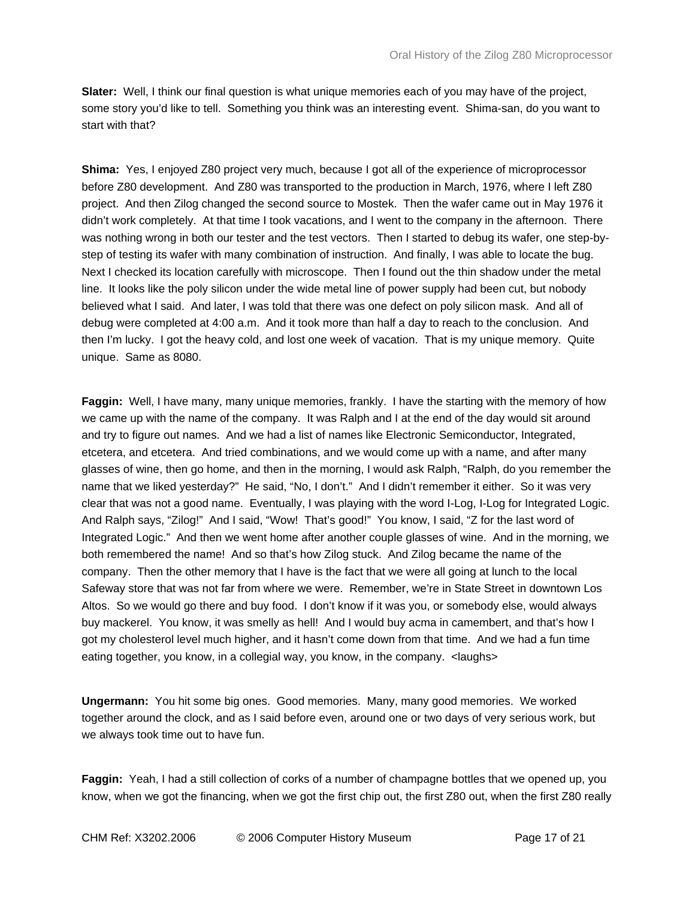**Slater:** Well, I think our final question is what unique memories each of you may have of the project, some story you'd like to tell. Something you think was an interesting event. Shima-san, do you want to start with that?

**Shima:** Yes, I enjoyed Z80 project very much, because I got all of the experience of microprocessor before Z80 development. And Z80 was transported to the production in March, 1976, where I left Z80 project. And then Zilog changed the second source to Mostek. Then the wafer came out in May 1976 it didn't work completely. At that time I took vacations, and I went to the company in the afternoon. There was nothing wrong in both our tester and the test vectors. Then I started to debug its wafer, one step-by-step of testing its wafer with many combination of instruction. And finally, I was able to locate the bug. Next I checked its location carefully with microscope. Then I found out the thin shadow under the metal line. It looks like the poly silicon under the wide metal line of power supply had been cut, but nobody believed what I said. And later, I was told that there was one defect on poly silicon mask. And all of debug were completed at 4:00 a.m. And it took more than half a day to reach to the conclusion. And then I'm lucky. I got the heavy cold, and lost one week of vacation. That is my unique memory. Quite unique. Same as 8080.

**Faggin:** Well, I have many, many unique memories, frankly. I have the starting with the memory of how we came up with the name of the company. It was Ralph and I at the end of the day would sit around and try to figure out names. And we had a list of names like Electronic Semiconductor, Integrated, etcetera, and etcetera. And tried combinations, and we would come up with a name, and after many glasses of wine, then go home, and then in the morning, I would ask Ralph, "Ralph, do you remember the name that we liked yesterday?" He said, "No, I don't." And I didn't remember it either. So it was very clear that was not a good name. Eventually, I was playing with the word I-Log, I-Log for Integrated Logic. And Ralph says, "Zilog!" And I said, "Wow! That's good!" You know, I said, "Z for the last word of Integrated Logic." And then we went home after another couple glasses of wine. And in the morning, we both remembered the name! And so that's how Zilog stuck. And Zilog became the name of the company. Then the other memory that I have is the fact that we were all going at lunch to the local Safeway store that was not far from where we were. Remember, we're in State Street in downtown Los Altos. So we would go there and buy food. I don't know if it was you, or somebody else, would always buy mackerel. You know, it was smelly as hell! And I would buy acma in camembert, and that's how I got my cholesterol level much higher, and it hasn't come down from that time. And we had a fun time eating together, you know, in a collegial way, you know, in the company. <laughs>

**Ungermann:** You hit some big ones. Good memories. Many, many good memories. We worked together around the clock, and as I said before even, around one or two days of very serious work, but we always took time out to have fun.

**Faggin:** Yeah, I had a still collection of corks of a number of champagne bottles that we opened up, you know, when we got the financing, when we got the first chip out, the first Z80 out, when the first Z80 really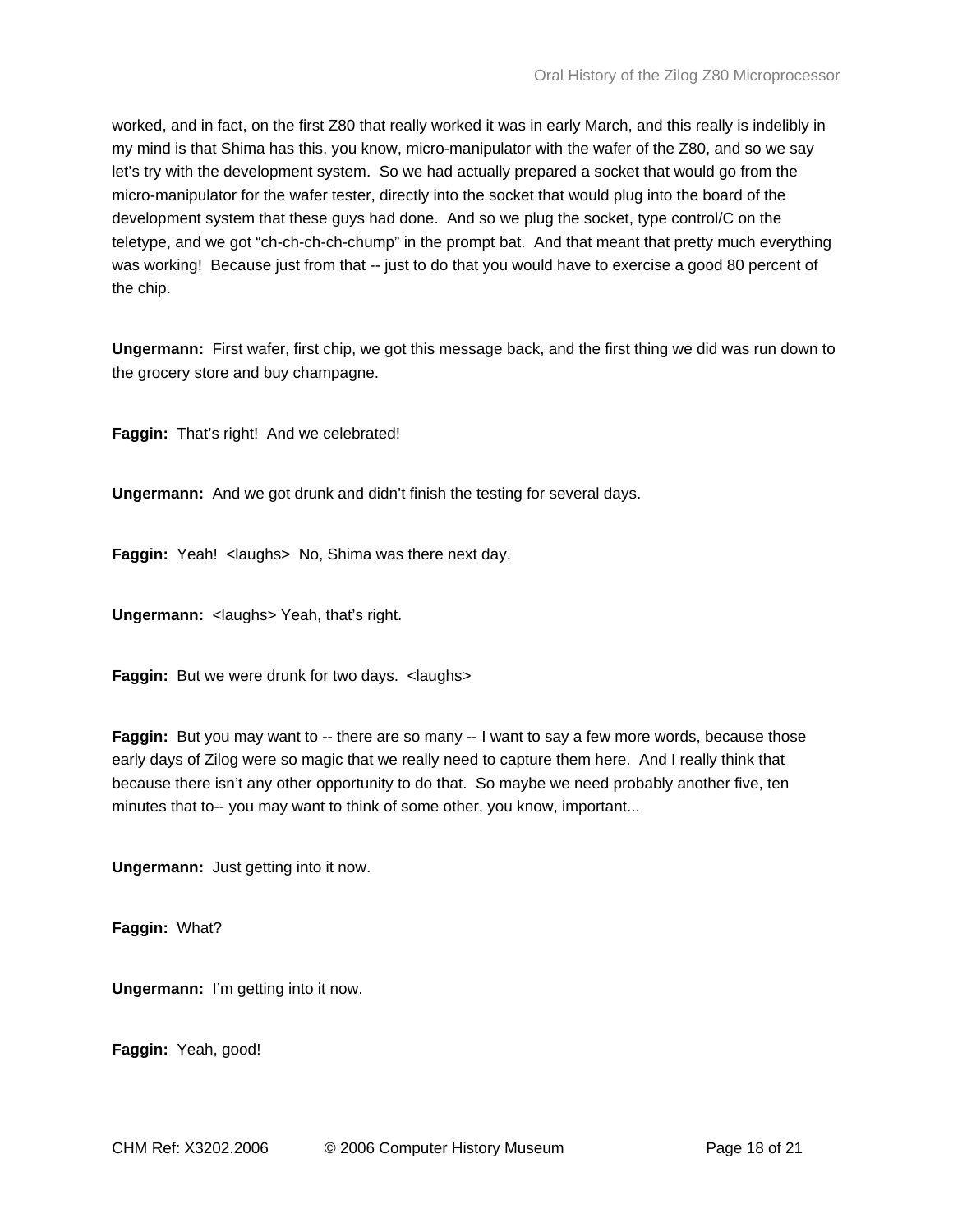worked, and in fact, on the first Z80 that really worked it was in early March, and this really is indelibly in my mind is that Shima has this, you know, micro-manipulator with the wafer of the Z80, and so we say let's try with the development system. So we had actually prepared a socket that would go from the micro-manipulator for the wafer tester, directly into the socket that would plug into the board of the development system that these guys had done. And so we plug the socket, type control/C on the teletype, and we got "ch-ch-ch-ch-chump" in the prompt bat. And that meant that pretty much everything was working! Because just from that -- just to do that you would have to exercise a good 80 percent of the chip.

**Ungermann:** First wafer, first chip, we got this message back, and the first thing we did was run down to the grocery store and buy champagne.

**Faggin:** That's right! And we celebrated!

**Ungermann:** And we got drunk and didn't finish the testing for several days.

**Faggin:** Yeah! <laughs> No, Shima was there next day.

**Ungermann:** <laughs> Yeah, that's right.

**Faggin:** But we were drunk for two days. <laughs>

**Faggin:** But you may want to -- there are so many -- I want to say a few more words, because those early days of Zilog were so magic that we really need to capture them here. And I really think that because there isn't any other opportunity to do that. So maybe we need probably another five, ten minutes that to-- you may want to think of some other, you know, important...

**Ungermann:** Just getting into it now.

**Faggin:** What?

**Ungermann:** I'm getting into it now.

**Faggin:** Yeah, good!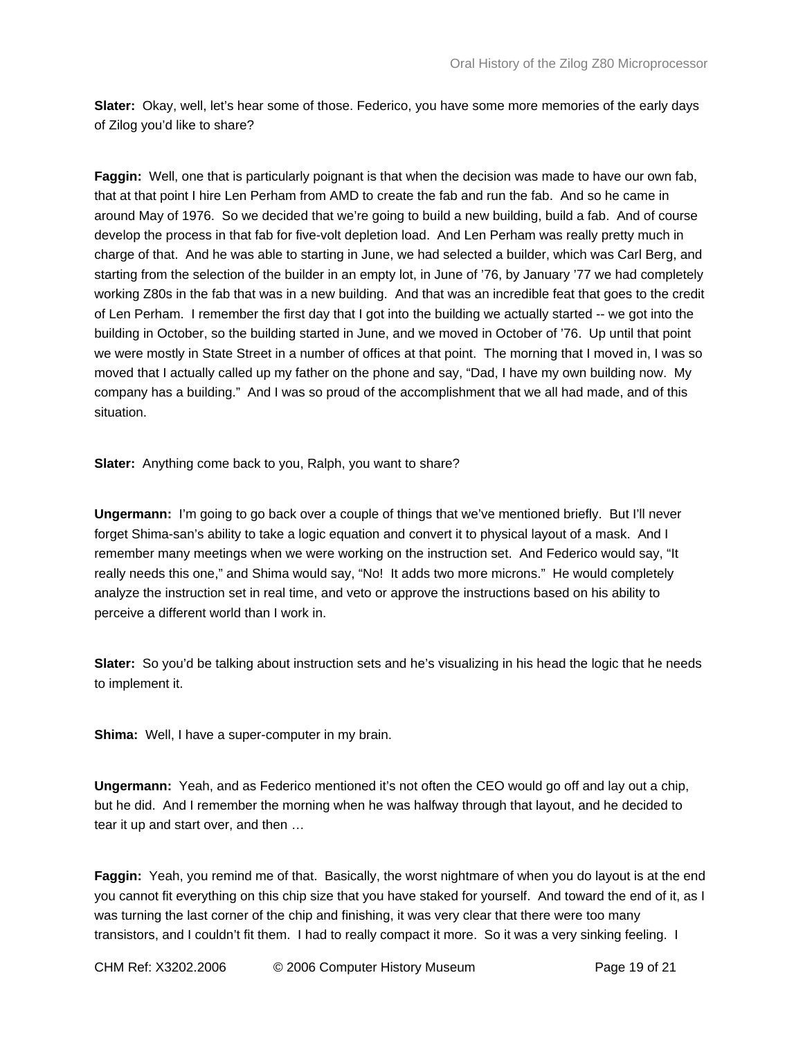**Slater:** Okay, well, let's hear some of those. Federico, you have some more memories of the early days of Zilog you'd like to share?

**Faggin:** Well, one that is particularly poignant is that when the decision was made to have our own fab, that at that point I hire Len Perham from AMD to create the fab and run the fab. And so he came in around May of 1976. So we decided that we're going to build a new building, build a fab. And of course develop the process in that fab for five-volt depletion load. And Len Perham was really pretty much in charge of that. And he was able to starting in June, we had selected a builder, which was Carl Berg, and starting from the selection of the builder in an empty lot, in June of '76, by January '77 we had completely working Z80s in the fab that was in a new building. And that was an incredible feat that goes to the credit of Len Perham. I remember the first day that I got into the building we actually started -- we got into the building in October, so the building started in June, and we moved in October of '76. Up until that point we were mostly in State Street in a number of offices at that point. The morning that I moved in, I was so moved that I actually called up my father on the phone and say, "Dad, I have my own building now. My company has a building." And I was so proud of the accomplishment that we all had made, and of this situation.

**Slater:** Anything come back to you, Ralph, you want to share?

**Ungermann:** I'm going to go back over a couple of things that we've mentioned briefly. But I'll never forget Shima-san's ability to take a logic equation and convert it to physical layout of a mask. And I remember many meetings when we were working on the instruction set. And Federico would say, "It really needs this one," and Shima would say, "No! It adds two more microns." He would completely analyze the instruction set in real time, and veto or approve the instructions based on his ability to perceive a different world than I work in.

**Slater:** So you'd be talking about instruction sets and he's visualizing in his head the logic that he needs to implement it.

**Shima:** Well, I have a super-computer in my brain.

**Ungermann:** Yeah, and as Federico mentioned it's not often the CEO would go off and lay out a chip, but he did. And I remember the morning when he was halfway through that layout, and he decided to tear it up and start over, and then …

**Faggin:** Yeah, you remind me of that. Basically, the worst nightmare of when you do layout is at the end you cannot fit everything on this chip size that you have staked for yourself. And toward the end of it, as I was turning the last corner of the chip and finishing, it was very clear that there were too many transistors, and I couldn't fit them. I had to really compact it more. So it was a very sinking feeling. I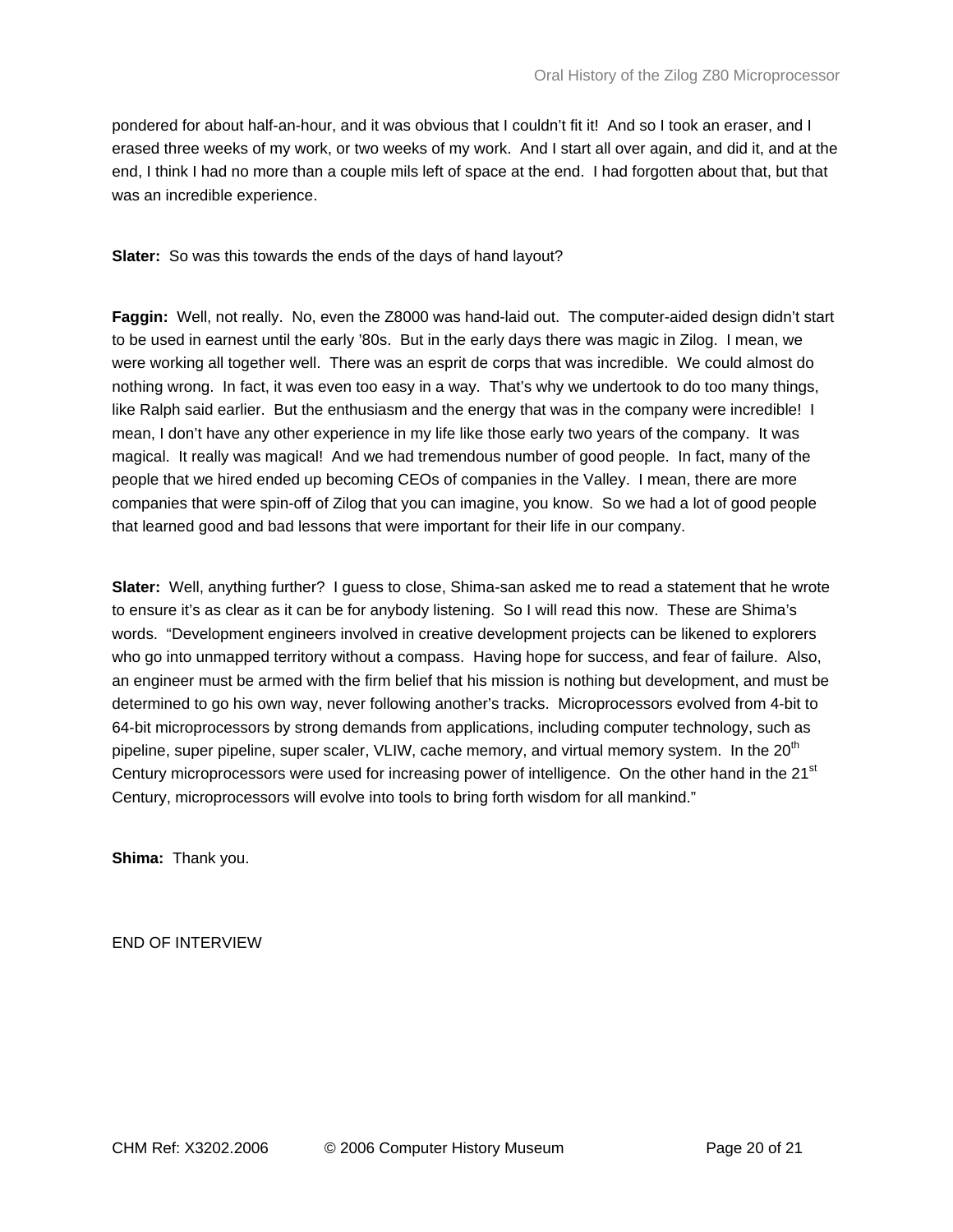pondered for about half-an-hour, and it was obvious that I couldn't fit it! And so I took an eraser, and I erased three weeks of my work, or two weeks of my work. And I start all over again, and did it, and at the end, I think I had no more than a couple mils left of space at the end. I had forgotten about that, but that was an incredible experience.

**Slater:** So was this towards the ends of the days of hand layout?

**Faggin:** Well, not really. No, even the Z8000 was hand-laid out. The computer-aided design didn't start to be used in earnest until the early '80s. But in the early days there was magic in Zilog. I mean, we were working all together well. There was an esprit de corps that was incredible. We could almost do nothing wrong. In fact, it was even too easy in a way. That's why we undertook to do too many things, like Ralph said earlier. But the enthusiasm and the energy that was in the company were incredible! I mean, I don't have any other experience in my life like those early two years of the company. It was magical. It really was magical! And we had tremendous number of good people. In fact, many of the people that we hired ended up becoming CEOs of companies in the Valley. I mean, there are more companies that were spin-off of Zilog that you can imagine, you know. So we had a lot of good people that learned good and bad lessons that were important for their life in our company.

**Slater:** Well, anything further? I guess to close, Shima-san asked me to read a statement that he wrote to ensure it's as clear as it can be for anybody listening. So I will read this now. These are Shima's words. "Development engineers involved in creative development projects can be likened to explorers who go into unmapped territory without a compass. Having hope for success, and fear of failure. Also, an engineer must be armed with the firm belief that his mission is nothing but development, and must be determined to go his own way, never following another's tracks. Microprocessors evolved from 4-bit to 64-bit microprocessors by strong demands from applications, including computer technology, such as pipeline, super pipeline, super scaler, VLIW, cache memory, and virtual memory system. In the 20th Century microprocessors were used for increasing power of intelligence. On the other hand in the 21st Century, microprocessors will evolve into tools to bring forth wisdom for all mankind."

**Shima:** Thank you.

END OF INTERVIEW